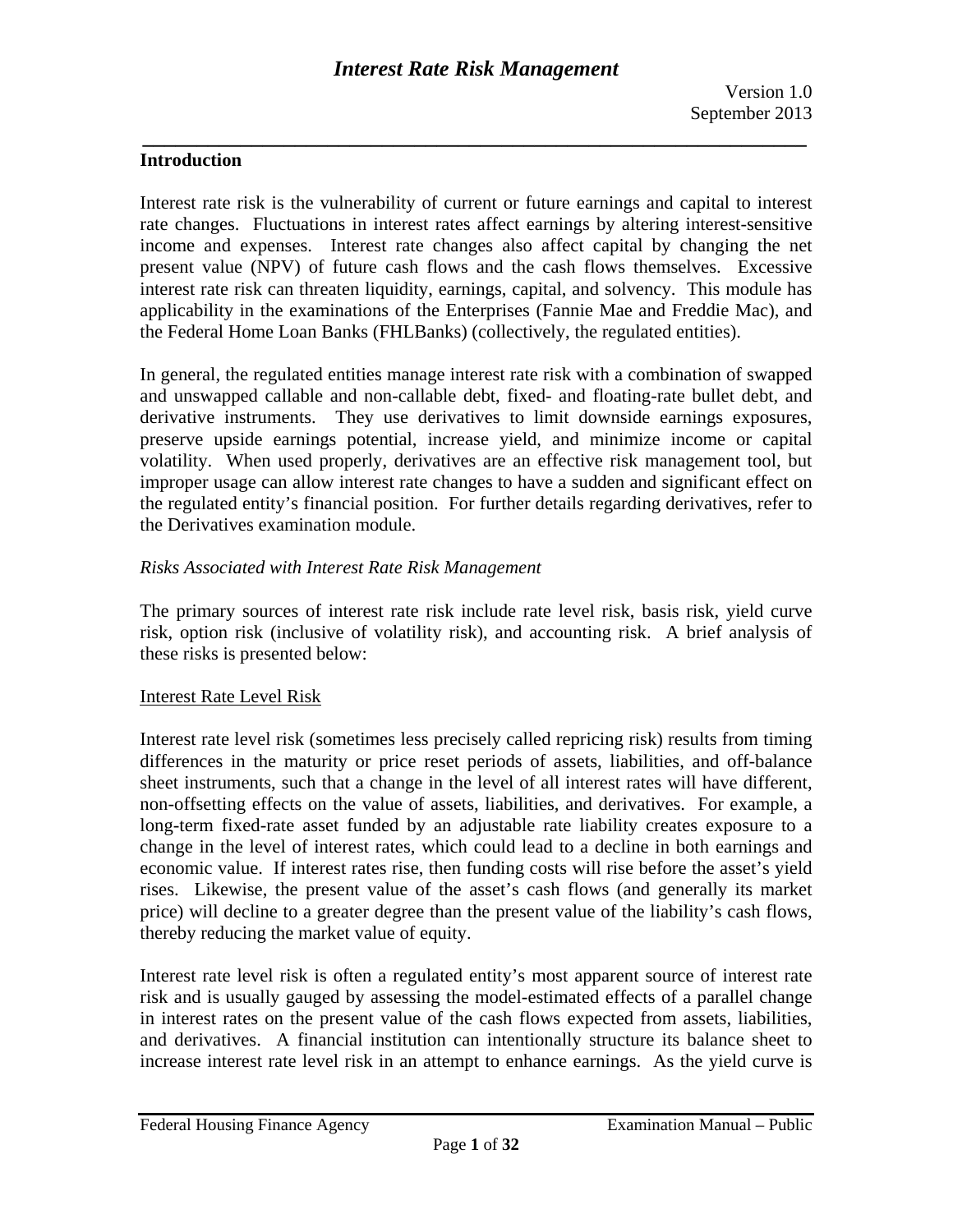# Interest Rate Risk Management

Version 1.0
September 2013

## Introduction

Interest rate risk is the vulnerability of current or future earnings and capital to interest rate changes. Fluctuations in interest rates affect earnings by altering interest-sensitive income and expenses. Interest rate changes also affect capital by changing the net present value (NPV) of future cash flows and the cash flows themselves. Excessive interest rate risk can threaten liquidity, earnings, capital, and solvency. This module has applicability in the examinations of the Enterprises (Fannie Mae and Freddie Mac), and the Federal Home Loan Banks (FHLBanks) (collectively, the regulated entities).

In general, the regulated entities manage interest rate risk with a combination of swapped and unswapped callable and non-callable debt, fixed- and floating-rate bullet debt, and derivative instruments. They use derivatives to limit downside earnings exposures, preserve upside earnings potential, increase yield, and minimize income or capital volatility. When used properly, derivatives are an effective risk management tool, but improper usage can allow interest rate changes to have a sudden and significant effect on the regulated entity's financial position. For further details regarding derivatives, refer to the Derivatives examination module.

### *Risks Associated with Interest Rate Risk Management*

The primary sources of interest rate risk include rate level risk, basis risk, yield curve risk, option risk (inclusive of volatility risk), and accounting risk. A brief analysis of these risks is presented below:

#### Interest Rate Level Risk

Interest rate level risk (sometimes less precisely called repricing risk) results from timing differences in the maturity or price reset periods of assets, liabilities, and off-balance sheet instruments, such that a change in the level of all interest rates will have different, non-offsetting effects on the value of assets, liabilities, and derivatives. For example, a long-term fixed-rate asset funded by an adjustable rate liability creates exposure to a change in the level of interest rates, which could lead to a decline in both earnings and economic value. If interest rates rise, then funding costs will rise before the asset's yield rises. Likewise, the present value of the asset's cash flows (and generally its market price) will decline to a greater degree than the present value of the liability's cash flows, thereby reducing the market value of equity.

Interest rate level risk is often a regulated entity's most apparent source of interest rate risk and is usually gauged by assessing the model-estimated effects of a parallel change in interest rates on the present value of the cash flows expected from assets, liabilities, and derivatives. A financial institution can intentionally structure its balance sheet to increase interest rate level risk in an attempt to enhance earnings. As the yield curve is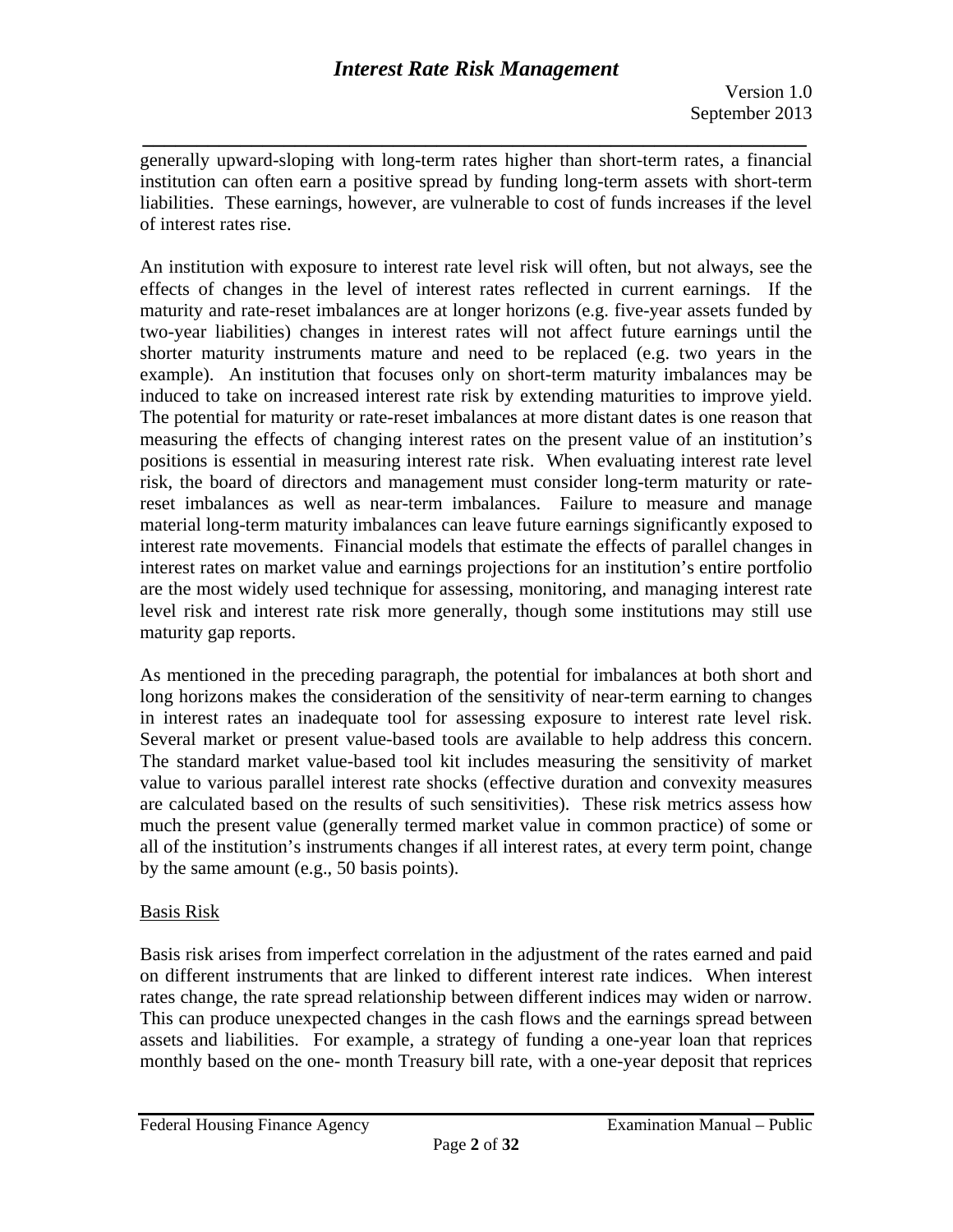generally upward-sloping with long-term rates higher than short-term rates, a financial institution can often earn a positive spread by funding long-term assets with short-term liabilities. These earnings, however, are vulnerable to cost of funds increases if the level of interest rates rise.

An institution with exposure to interest rate level risk will often, but not always, see the effects of changes in the level of interest rates reflected in current earnings. If the maturity and rate-reset imbalances are at longer horizons (e.g. five-year assets funded by two-year liabilities) changes in interest rates will not affect future earnings until the shorter maturity instruments mature and need to be replaced (e.g. two years in the example). An institution that focuses only on short-term maturity imbalances may be induced to take on increased interest rate risk by extending maturities to improve yield. The potential for maturity or rate-reset imbalances at more distant dates is one reason that measuring the effects of changing interest rates on the present value of an institution's positions is essential in measuring interest rate risk. When evaluating interest rate level risk, the board of directors and management must consider long-term maturity or rate-reset imbalances as well as near-term imbalances. Failure to measure and manage material long-term maturity imbalances can leave future earnings significantly exposed to interest rate movements. Financial models that estimate the effects of parallel changes in interest rates on market value and earnings projections for an institution's entire portfolio are the most widely used technique for assessing, monitoring, and managing interest rate level risk and interest rate risk more generally, though some institutions may still use maturity gap reports.

As mentioned in the preceding paragraph, the potential for imbalances at both short and long horizons makes the consideration of the sensitivity of near-term earning to changes in interest rates an inadequate tool for assessing exposure to interest rate level risk. Several market or present value-based tools are available to help address this concern. The standard market value-based tool kit includes measuring the sensitivity of market value to various parallel interest rate shocks (effective duration and convexity measures are calculated based on the results of such sensitivities). These risk metrics assess how much the present value (generally termed market value in common practice) of some or all of the institution's instruments changes if all interest rates, at every term point, change by the same amount (e.g., 50 basis points).

Basis Risk

Basis risk arises from imperfect correlation in the adjustment of the rates earned and paid on different instruments that are linked to different interest rate indices. When interest rates change, the rate spread relationship between different indices may widen or narrow. This can produce unexpected changes in the cash flows and the earnings spread between assets and liabilities. For example, a strategy of funding a one-year loan that reprices monthly based on the one- month Treasury bill rate, with a one-year deposit that reprices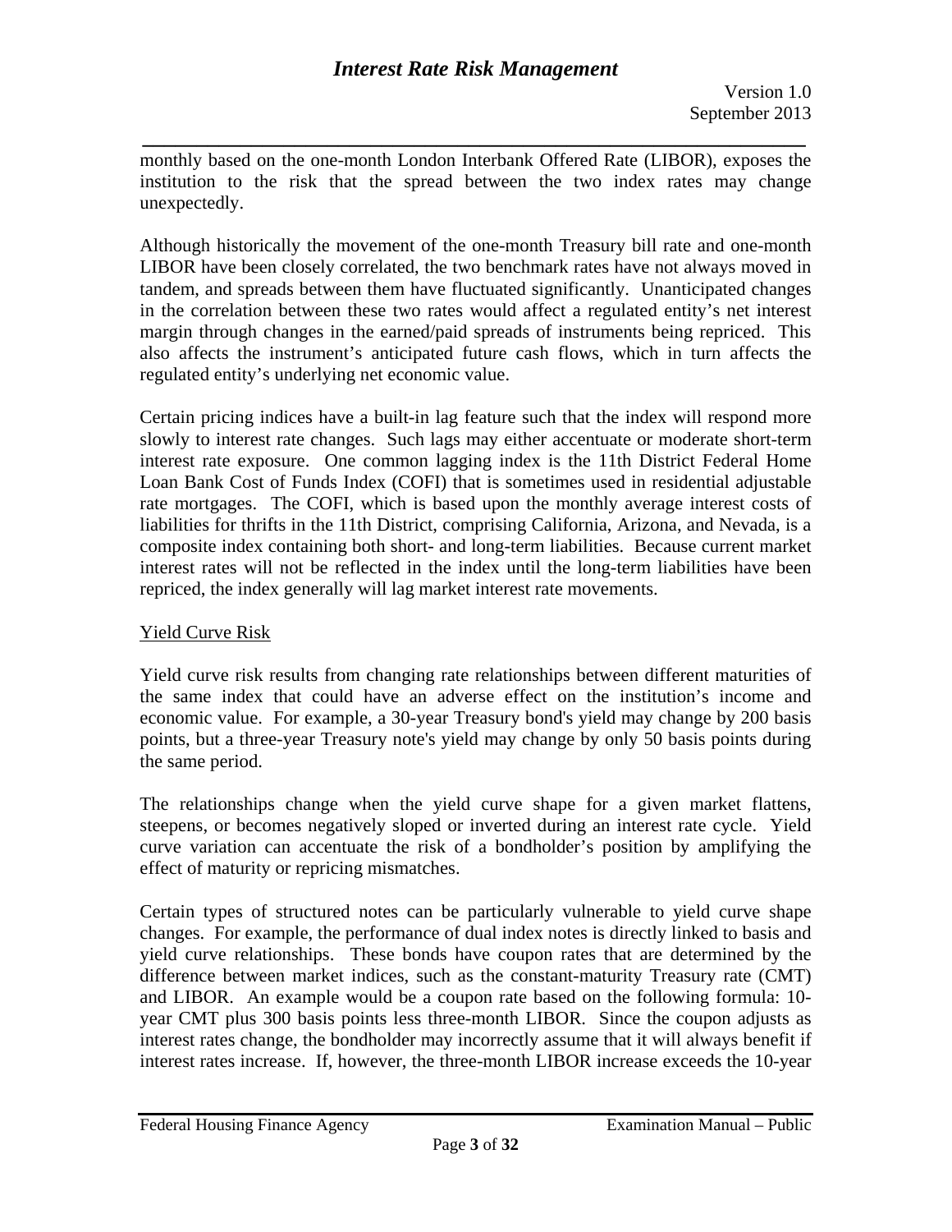monthly based on the one-month London Interbank Offered Rate (LIBOR), exposes the institution to the risk that the spread between the two index rates may change unexpectedly.

Although historically the movement of the one-month Treasury bill rate and one-month LIBOR have been closely correlated, the two benchmark rates have not always moved in tandem, and spreads between them have fluctuated significantly. Unanticipated changes in the correlation between these two rates would affect a regulated entity's net interest margin through changes in the earned/paid spreads of instruments being repriced. This also affects the instrument's anticipated future cash flows, which in turn affects the regulated entity's underlying net economic value.

Certain pricing indices have a built-in lag feature such that the index will respond more slowly to interest rate changes. Such lags may either accentuate or moderate short-term interest rate exposure. One common lagging index is the 11th District Federal Home Loan Bank Cost of Funds Index (COFI) that is sometimes used in residential adjustable rate mortgages. The COFI, which is based upon the monthly average interest costs of liabilities for thrifts in the 11th District, comprising California, Arizona, and Nevada, is a composite index containing both short- and long-term liabilities. Because current market interest rates will not be reflected in the index until the long-term liabilities have been repriced, the index generally will lag market interest rate movements.

<u>Yield Curve Risk</u>

Yield curve risk results from changing rate relationships between different maturities of the same index that could have an adverse effect on the institution's income and economic value. For example, a 30-year Treasury bond's yield may change by 200 basis points, but a three-year Treasury note's yield may change by only 50 basis points during the same period.

The relationships change when the yield curve shape for a given market flattens, steepens, or becomes negatively sloped or inverted during an interest rate cycle. Yield curve variation can accentuate the risk of a bondholder's position by amplifying the effect of maturity or repricing mismatches.

Certain types of structured notes can be particularly vulnerable to yield curve shape changes. For example, the performance of dual index notes is directly linked to basis and yield curve relationships. These bonds have coupon rates that are determined by the difference between market indices, such as the constant-maturity Treasury rate (CMT) and LIBOR. An example would be a coupon rate based on the following formula: 10-year CMT plus 300 basis points less three-month LIBOR. Since the coupon adjusts as interest rates change, the bondholder may incorrectly assume that it will always benefit if interest rates increase. If, however, the three-month LIBOR increase exceeds the 10-year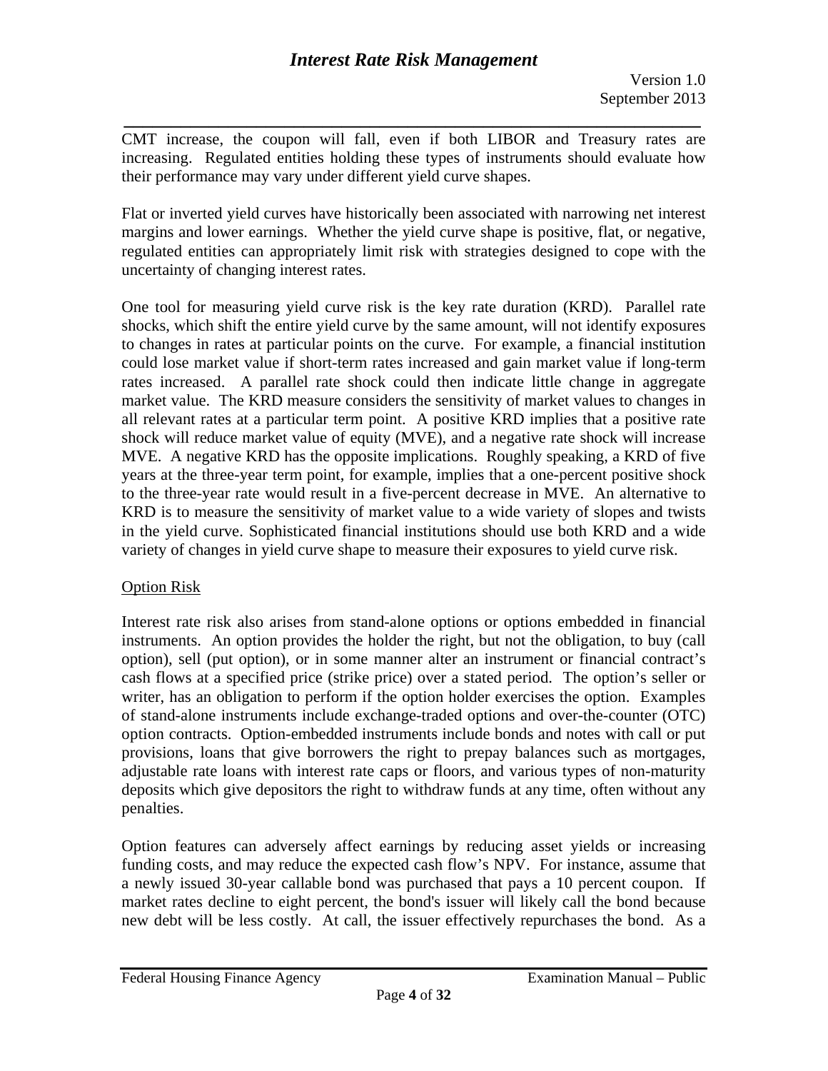CMT increase, the coupon will fall, even if both LIBOR and Treasury rates are increasing. Regulated entities holding these types of instruments should evaluate how their performance may vary under different yield curve shapes.

Flat or inverted yield curves have historically been associated with narrowing net interest margins and lower earnings. Whether the yield curve shape is positive, flat, or negative, regulated entities can appropriately limit risk with strategies designed to cope with the uncertainty of changing interest rates.

One tool for measuring yield curve risk is the key rate duration (KRD). Parallel rate shocks, which shift the entire yield curve by the same amount, will not identify exposures to changes in rates at particular points on the curve. For example, a financial institution could lose market value if short-term rates increased and gain market value if long-term rates increased. A parallel rate shock could then indicate little change in aggregate market value. The KRD measure considers the sensitivity of market values to changes in all relevant rates at a particular term point. A positive KRD implies that a positive rate shock will reduce market value of equity (MVE), and a negative rate shock will increase MVE. A negative KRD has the opposite implications. Roughly speaking, a KRD of five years at the three-year term point, for example, implies that a one-percent positive shock to the three-year rate would result in a five-percent decrease in MVE. An alternative to KRD is to measure the sensitivity of market value to a wide variety of slopes and twists in the yield curve. Sophisticated financial institutions should use both KRD and a wide variety of changes in yield curve shape to measure their exposures to yield curve risk.

<u>Option Risk</u>

Interest rate risk also arises from stand-alone options or options embedded in financial instruments. An option provides the holder the right, but not the obligation, to buy (call option), sell (put option), or in some manner alter an instrument or financial contract's cash flows at a specified price (strike price) over a stated period. The option's seller or writer, has an obligation to perform if the option holder exercises the option. Examples of stand-alone instruments include exchange-traded options and over-the-counter (OTC) option contracts. Option-embedded instruments include bonds and notes with call or put provisions, loans that give borrowers the right to prepay balances such as mortgages, adjustable rate loans with interest rate caps or floors, and various types of non-maturity deposits which give depositors the right to withdraw funds at any time, often without any penalties.

Option features can adversely affect earnings by reducing asset yields or increasing funding costs, and may reduce the expected cash flow's NPV. For instance, assume that a newly issued 30-year callable bond was purchased that pays a 10 percent coupon. If market rates decline to eight percent, the bond's issuer will likely call the bond because new debt will be less costly. At call, the issuer effectively repurchases the bond. As a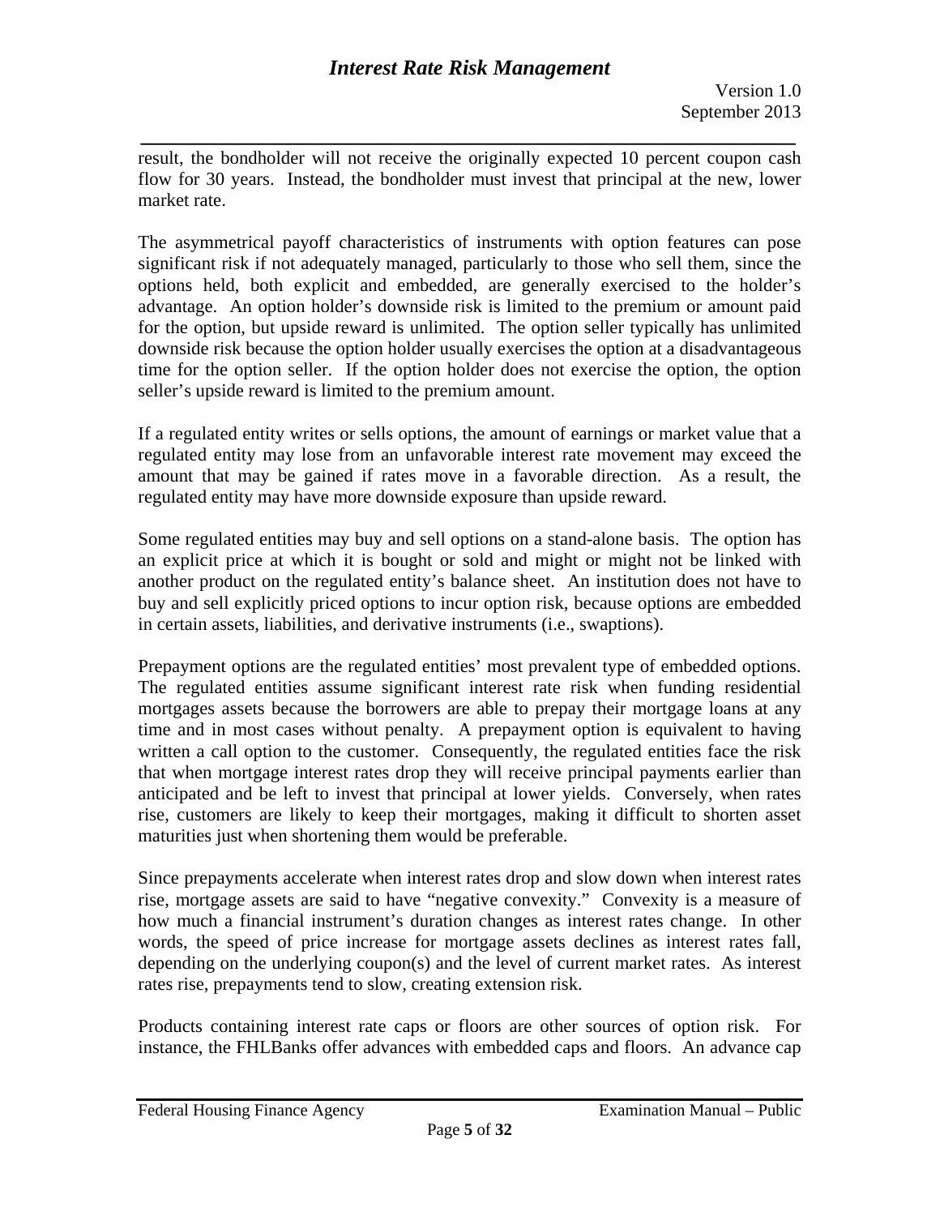result, the bondholder will not receive the originally expected 10 percent coupon cash flow for 30 years. Instead, the bondholder must invest that principal at the new, lower market rate.

The asymmetrical payoff characteristics of instruments with option features can pose significant risk if not adequately managed, particularly to those who sell them, since the options held, both explicit and embedded, are generally exercised to the holder's advantage. An option holder's downside risk is limited to the premium or amount paid for the option, but upside reward is unlimited. The option seller typically has unlimited downside risk because the option holder usually exercises the option at a disadvantageous time for the option seller. If the option holder does not exercise the option, the option seller's upside reward is limited to the premium amount.

If a regulated entity writes or sells options, the amount of earnings or market value that a regulated entity may lose from an unfavorable interest rate movement may exceed the amount that may be gained if rates move in a favorable direction. As a result, the regulated entity may have more downside exposure than upside reward.

Some regulated entities may buy and sell options on a stand-alone basis. The option has an explicit price at which it is bought or sold and might or might not be linked with another product on the regulated entity's balance sheet. An institution does not have to buy and sell explicitly priced options to incur option risk, because options are embedded in certain assets, liabilities, and derivative instruments (i.e., swaptions).

Prepayment options are the regulated entities' most prevalent type of embedded options. The regulated entities assume significant interest rate risk when funding residential mortgages assets because the borrowers are able to prepay their mortgage loans at any time and in most cases without penalty. A prepayment option is equivalent to having written a call option to the customer. Consequently, the regulated entities face the risk that when mortgage interest rates drop they will receive principal payments earlier than anticipated and be left to invest that principal at lower yields. Conversely, when rates rise, customers are likely to keep their mortgages, making it difficult to shorten asset maturities just when shortening them would be preferable.

Since prepayments accelerate when interest rates drop and slow down when interest rates rise, mortgage assets are said to have "negative convexity." Convexity is a measure of how much a financial instrument's duration changes as interest rates change. In other words, the speed of price increase for mortgage assets declines as interest rates fall, depending on the underlying coupon(s) and the level of current market rates. As interest rates rise, prepayments tend to slow, creating extension risk.

Products containing interest rate caps or floors are other sources of option risk. For instance, the FHLBanks offer advances with embedded caps and floors. An advance cap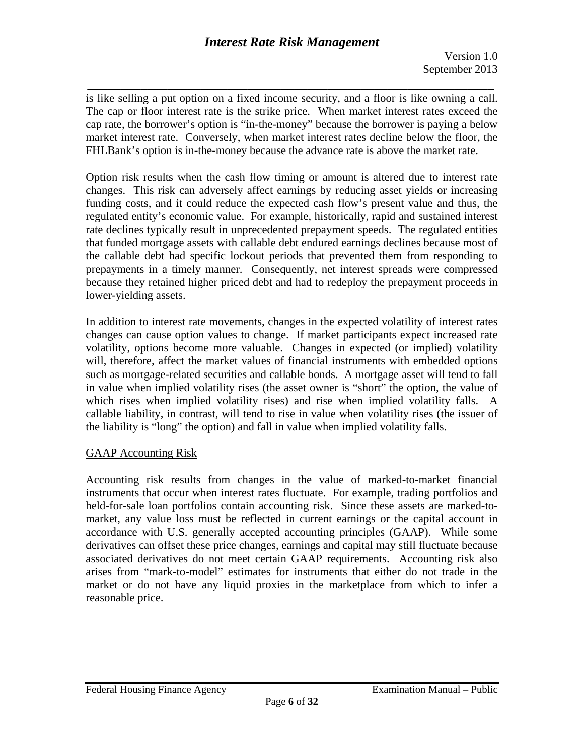is like selling a put option on a fixed income security, and a floor is like owning a call. The cap or floor interest rate is the strike price. When market interest rates exceed the cap rate, the borrower's option is "in-the-money" because the borrower is paying a below market interest rate. Conversely, when market interest rates decline below the floor, the FHLBank's option is in-the-money because the advance rate is above the market rate.

Option risk results when the cash flow timing or amount is altered due to interest rate changes. This risk can adversely affect earnings by reducing asset yields or increasing funding costs, and it could reduce the expected cash flow's present value and thus, the regulated entity's economic value. For example, historically, rapid and sustained interest rate declines typically result in unprecedented prepayment speeds. The regulated entities that funded mortgage assets with callable debt endured earnings declines because most of the callable debt had specific lockout periods that prevented them from responding to prepayments in a timely manner. Consequently, net interest spreads were compressed because they retained higher priced debt and had to redeploy the prepayment proceeds in lower-yielding assets.

In addition to interest rate movements, changes in the expected volatility of interest rates changes can cause option values to change. If market participants expect increased rate volatility, options become more valuable. Changes in expected (or implied) volatility will, therefore, affect the market values of financial instruments with embedded options such as mortgage-related securities and callable bonds. A mortgage asset will tend to fall in value when implied volatility rises (the asset owner is "short" the option, the value of which rises when implied volatility rises) and rise when implied volatility falls. A callable liability, in contrast, will tend to rise in value when volatility rises (the issuer of the liability is "long" the option) and fall in value when implied volatility falls.

GAAP Accounting Risk

Accounting risk results from changes in the value of marked-to-market financial instruments that occur when interest rates fluctuate. For example, trading portfolios and held-for-sale loan portfolios contain accounting risk. Since these assets are marked-to-market, any value loss must be reflected in current earnings or the capital account in accordance with U.S. generally accepted accounting principles (GAAP). While some derivatives can offset these price changes, earnings and capital may still fluctuate because associated derivatives do not meet certain GAAP requirements. Accounting risk also arises from "mark-to-model" estimates for instruments that either do not trade in the market or do not have any liquid proxies in the marketplace from which to infer a reasonable price.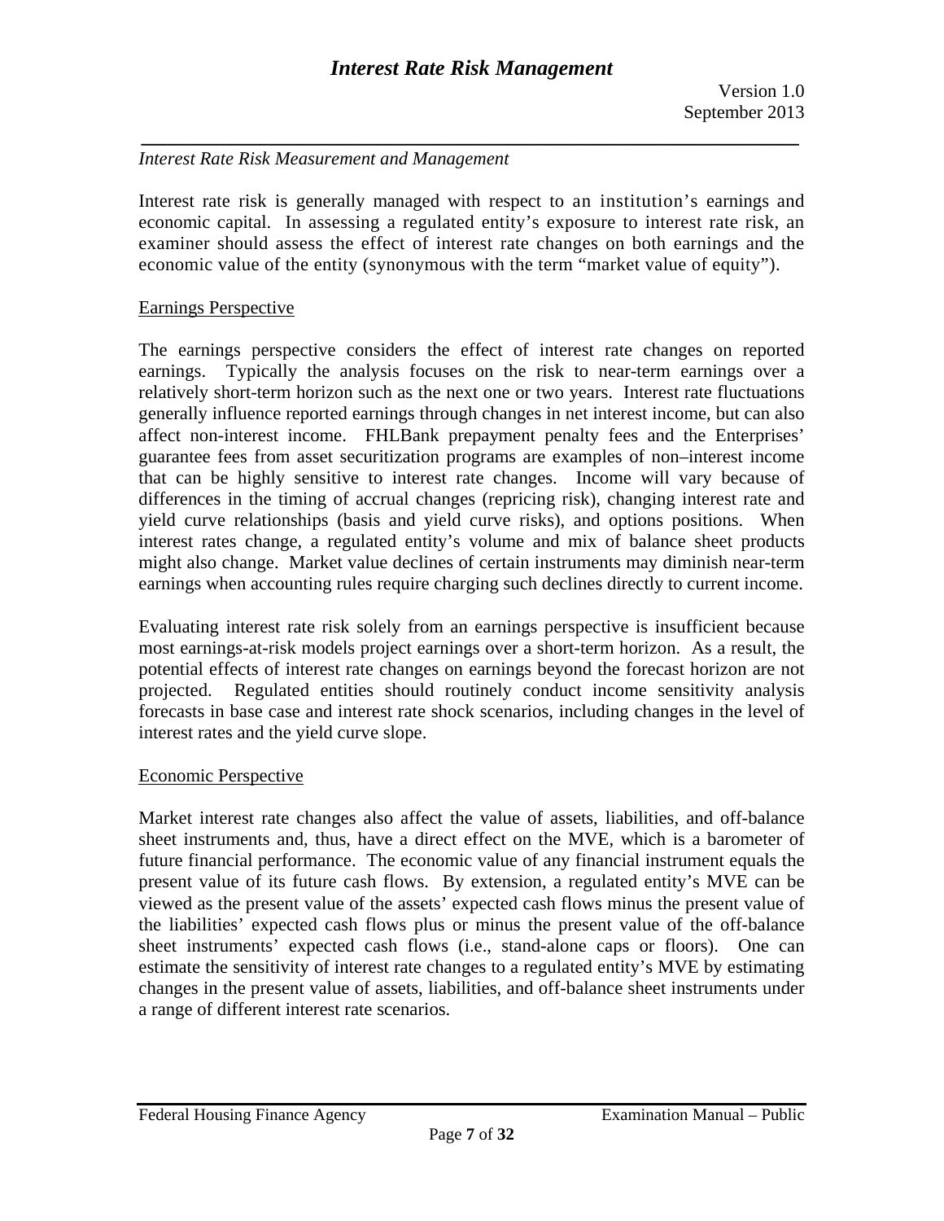*Interest Rate Risk Measurement and Management*

Interest rate risk is generally managed with respect to an institution's earnings and economic capital. In assessing a regulated entity's exposure to interest rate risk, an examiner should assess the effect of interest rate changes on both earnings and the economic value of the entity (synonymous with the term "market value of equity").

Earnings Perspective

The earnings perspective considers the effect of interest rate changes on reported earnings. Typically the analysis focuses on the risk to near-term earnings over a relatively short-term horizon such as the next one or two years. Interest rate fluctuations generally influence reported earnings through changes in net interest income, but can also affect non-interest income. FHLBank prepayment penalty fees and the Enterprises' guarantee fees from asset securitization programs are examples of non–interest income that can be highly sensitive to interest rate changes. Income will vary because of differences in the timing of accrual changes (repricing risk), changing interest rate and yield curve relationships (basis and yield curve risks), and options positions. When interest rates change, a regulated entity's volume and mix of balance sheet products might also change. Market value declines of certain instruments may diminish near-term earnings when accounting rules require charging such declines directly to current income.

Evaluating interest rate risk solely from an earnings perspective is insufficient because most earnings-at-risk models project earnings over a short-term horizon. As a result, the potential effects of interest rate changes on earnings beyond the forecast horizon are not projected. Regulated entities should routinely conduct income sensitivity analysis forecasts in base case and interest rate shock scenarios, including changes in the level of interest rates and the yield curve slope.

Economic Perspective

Market interest rate changes also affect the value of assets, liabilities, and off-balance sheet instruments and, thus, have a direct effect on the MVE, which is a barometer of future financial performance. The economic value of any financial instrument equals the present value of its future cash flows. By extension, a regulated entity's MVE can be viewed as the present value of the assets' expected cash flows minus the present value of the liabilities' expected cash flows plus or minus the present value of the off-balance sheet instruments' expected cash flows (i.e., stand-alone caps or floors). One can estimate the sensitivity of interest rate changes to a regulated entity's MVE by estimating changes in the present value of assets, liabilities, and off-balance sheet instruments under a range of different interest rate scenarios.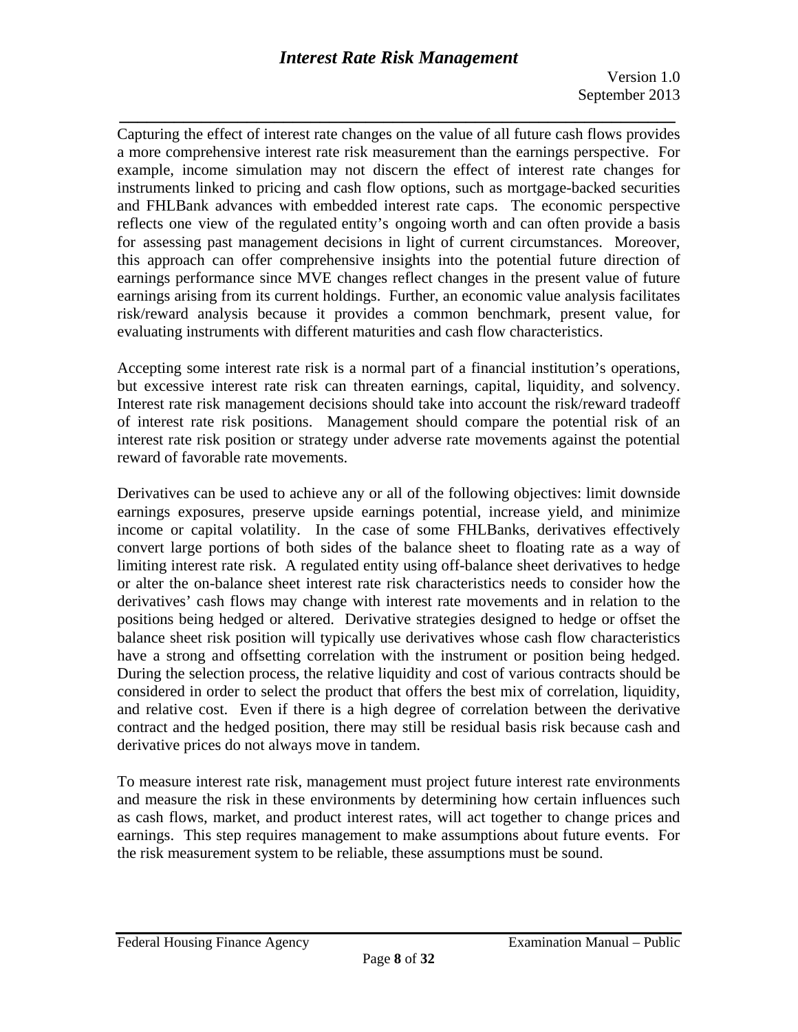Capturing the effect of interest rate changes on the value of all future cash flows provides a more comprehensive interest rate risk measurement than the earnings perspective. For example, income simulation may not discern the effect of interest rate changes for instruments linked to pricing and cash flow options, such as mortgage-backed securities and FHLBank advances with embedded interest rate caps. The economic perspective reflects one view of the regulated entity's ongoing worth and can often provide a basis for assessing past management decisions in light of current circumstances. Moreover, this approach can offer comprehensive insights into the potential future direction of earnings performance since MVE changes reflect changes in the present value of future earnings arising from its current holdings. Further, an economic value analysis facilitates risk/reward analysis because it provides a common benchmark, present value, for evaluating instruments with different maturities and cash flow characteristics.

Accepting some interest rate risk is a normal part of a financial institution's operations, but excessive interest rate risk can threaten earnings, capital, liquidity, and solvency. Interest rate risk management decisions should take into account the risk/reward tradeoff of interest rate risk positions. Management should compare the potential risk of an interest rate risk position or strategy under adverse rate movements against the potential reward of favorable rate movements.

Derivatives can be used to achieve any or all of the following objectives: limit downside earnings exposures, preserve upside earnings potential, increase yield, and minimize income or capital volatility. In the case of some FHLBanks, derivatives effectively convert large portions of both sides of the balance sheet to floating rate as a way of limiting interest rate risk. A regulated entity using off-balance sheet derivatives to hedge or alter the on-balance sheet interest rate risk characteristics needs to consider how the derivatives' cash flows may change with interest rate movements and in relation to the positions being hedged or altered. Derivative strategies designed to hedge or offset the balance sheet risk position will typically use derivatives whose cash flow characteristics have a strong and offsetting correlation with the instrument or position being hedged. During the selection process, the relative liquidity and cost of various contracts should be considered in order to select the product that offers the best mix of correlation, liquidity, and relative cost. Even if there is a high degree of correlation between the derivative contract and the hedged position, there may still be residual basis risk because cash and derivative prices do not always move in tandem.

To measure interest rate risk, management must project future interest rate environments and measure the risk in these environments by determining how certain influences such as cash flows, market, and product interest rates, will act together to change prices and earnings. This step requires management to make assumptions about future events. For the risk measurement system to be reliable, these assumptions must be sound.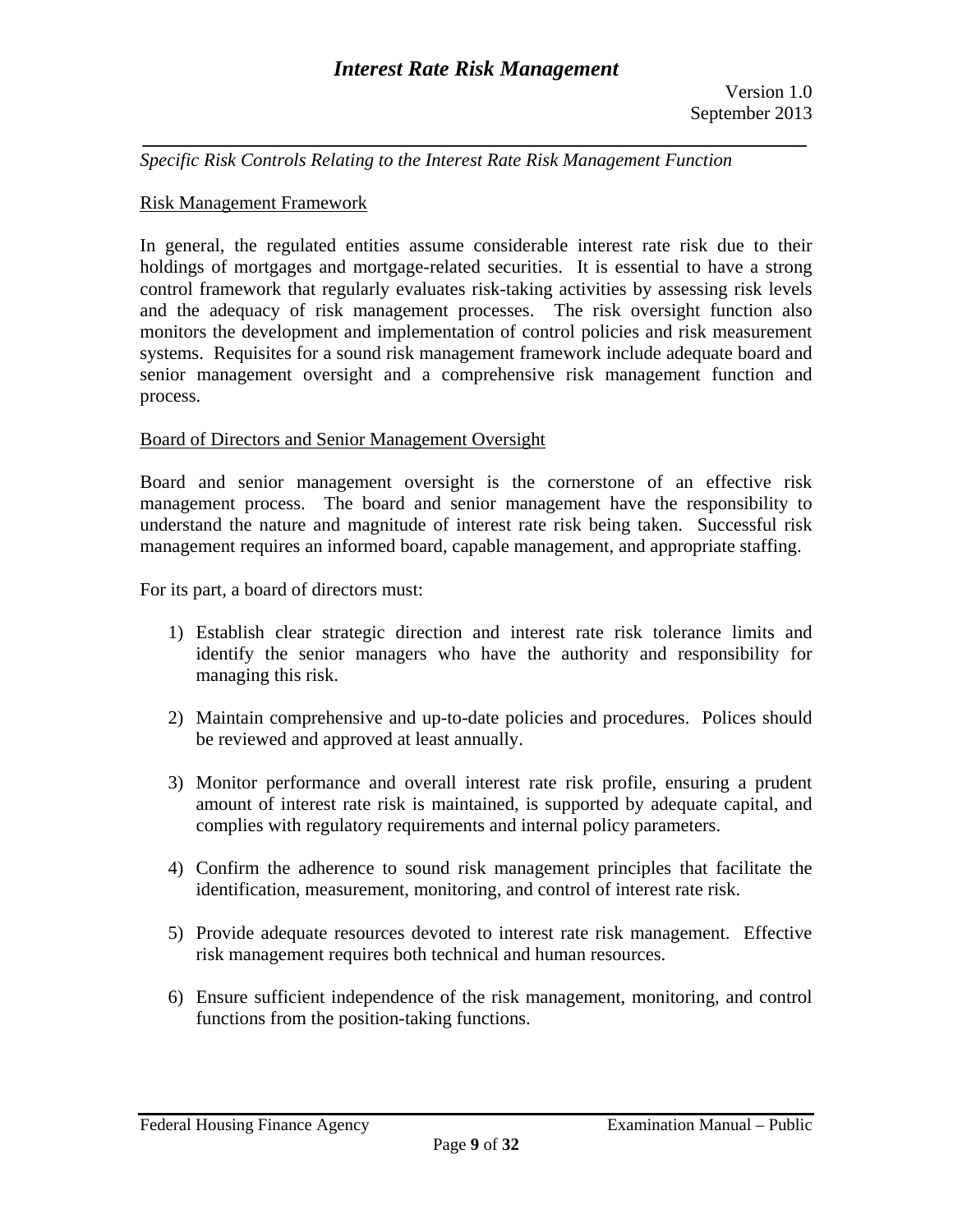*Specific Risk Controls Relating to the Interest Rate Risk Management Function*

Risk Management Framework

In general, the regulated entities assume considerable interest rate risk due to their holdings of mortgages and mortgage-related securities. It is essential to have a strong control framework that regularly evaluates risk-taking activities by assessing risk levels and the adequacy of risk management processes. The risk oversight function also monitors the development and implementation of control policies and risk measurement systems. Requisites for a sound risk management framework include adequate board and senior management oversight and a comprehensive risk management function and process.

Board of Directors and Senior Management Oversight

Board and senior management oversight is the cornerstone of an effective risk management process. The board and senior management have the responsibility to understand the nature and magnitude of interest rate risk being taken. Successful risk management requires an informed board, capable management, and appropriate staffing.

For its part, a board of directors must:

1) Establish clear strategic direction and interest rate risk tolerance limits and identify the senior managers who have the authority and responsibility for managing this risk.

2) Maintain comprehensive and up-to-date policies and procedures. Polices should be reviewed and approved at least annually.

3) Monitor performance and overall interest rate risk profile, ensuring a prudent amount of interest rate risk is maintained, is supported by adequate capital, and complies with regulatory requirements and internal policy parameters.

4) Confirm the adherence to sound risk management principles that facilitate the identification, measurement, monitoring, and control of interest rate risk.

5) Provide adequate resources devoted to interest rate risk management. Effective risk management requires both technical and human resources.

6) Ensure sufficient independence of the risk management, monitoring, and control functions from the position-taking functions.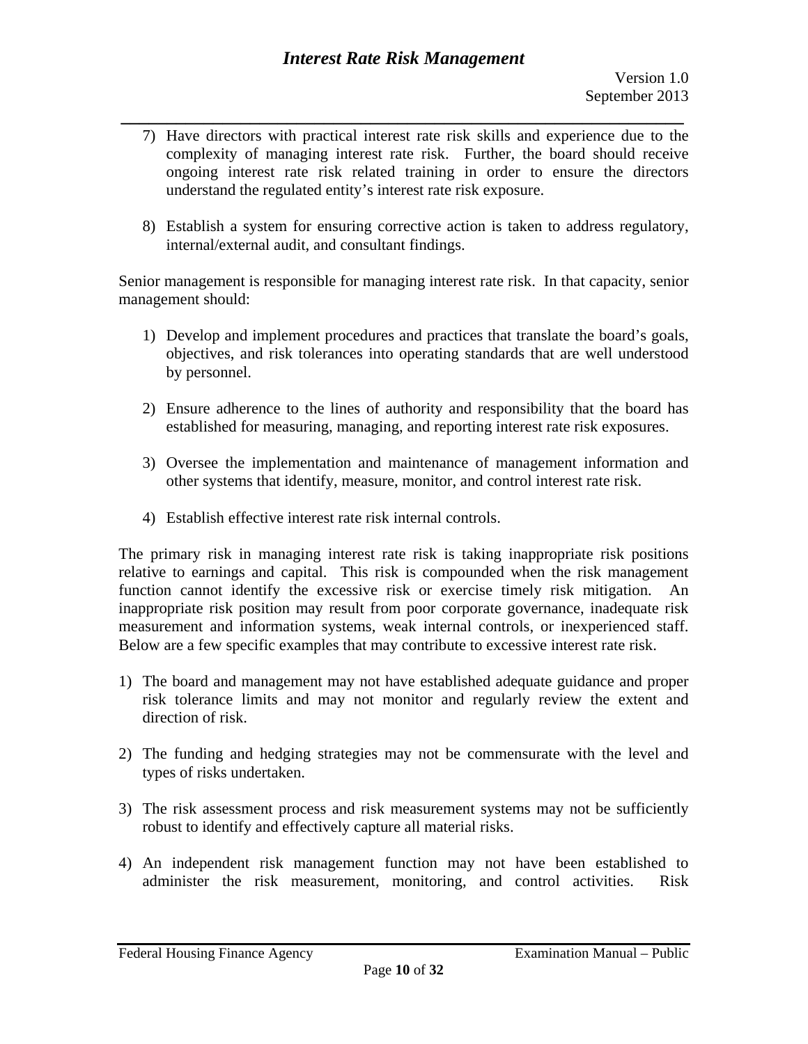7) Have directors with practical interest rate risk skills and experience due to the complexity of managing interest rate risk. Further, the board should receive ongoing interest rate risk related training in order to ensure the directors understand the regulated entity's interest rate risk exposure.

8) Establish a system for ensuring corrective action is taken to address regulatory, internal/external audit, and consultant findings.

Senior management is responsible for managing interest rate risk. In that capacity, senior management should:

1) Develop and implement procedures and practices that translate the board's goals, objectives, and risk tolerances into operating standards that are well understood by personnel.

2) Ensure adherence to the lines of authority and responsibility that the board has established for measuring, managing, and reporting interest rate risk exposures.

3) Oversee the implementation and maintenance of management information and other systems that identify, measure, monitor, and control interest rate risk.

4) Establish effective interest rate risk internal controls.

The primary risk in managing interest rate risk is taking inappropriate risk positions relative to earnings and capital. This risk is compounded when the risk management function cannot identify the excessive risk or exercise timely risk mitigation. An inappropriate risk position may result from poor corporate governance, inadequate risk measurement and information systems, weak internal controls, or inexperienced staff. Below are a few specific examples that may contribute to excessive interest rate risk.

1) The board and management may not have established adequate guidance and proper risk tolerance limits and may not monitor and regularly review the extent and direction of risk.

2) The funding and hedging strategies may not be commensurate with the level and types of risks undertaken.

3) The risk assessment process and risk measurement systems may not be sufficiently robust to identify and effectively capture all material risks.

4) An independent risk management function may not have been established to administer the risk measurement, monitoring, and control activities. Risk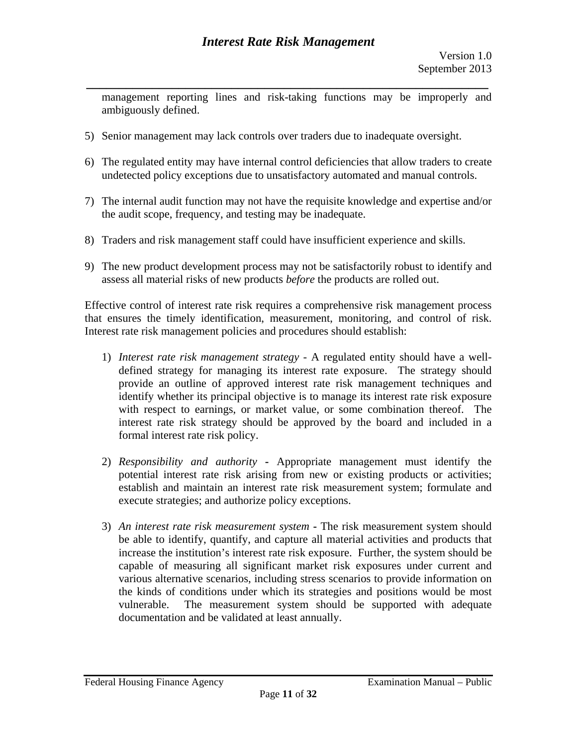management reporting lines and risk-taking functions may be improperly and ambiguously defined.

5) Senior management may lack controls over traders due to inadequate oversight.

6) The regulated entity may have internal control deficiencies that allow traders to create undetected policy exceptions due to unsatisfactory automated and manual controls.

7) The internal audit function may not have the requisite knowledge and expertise and/or the audit scope, frequency, and testing may be inadequate.

8) Traders and risk management staff could have insufficient experience and skills.

9) The new product development process may not be satisfactorily robust to identify and assess all material risks of new products *before* the products are rolled out.

Effective control of interest rate risk requires a comprehensive risk management process that ensures the timely identification, measurement, monitoring, and control of risk. Interest rate risk management policies and procedures should establish:

1) *Interest rate risk management strategy* - A regulated entity should have a well-defined strategy for managing its interest rate exposure. The strategy should provide an outline of approved interest rate risk management techniques and identify whether its principal objective is to manage its interest rate risk exposure with respect to earnings, or market value, or some combination thereof. The interest rate risk strategy should be approved by the board and included in a formal interest rate risk policy.

2) *Responsibility and authority* - Appropriate management must identify the potential interest rate risk arising from new or existing products or activities; establish and maintain an interest rate risk measurement system; formulate and execute strategies; and authorize policy exceptions.

3) *An interest rate risk measurement system* - The risk measurement system should be able to identify, quantify, and capture all material activities and products that increase the institution's interest rate risk exposure. Further, the system should be capable of measuring all significant market risk exposures under current and various alternative scenarios, including stress scenarios to provide information on the kinds of conditions under which its strategies and positions would be most vulnerable. The measurement system should be supported with adequate documentation and be validated at least annually.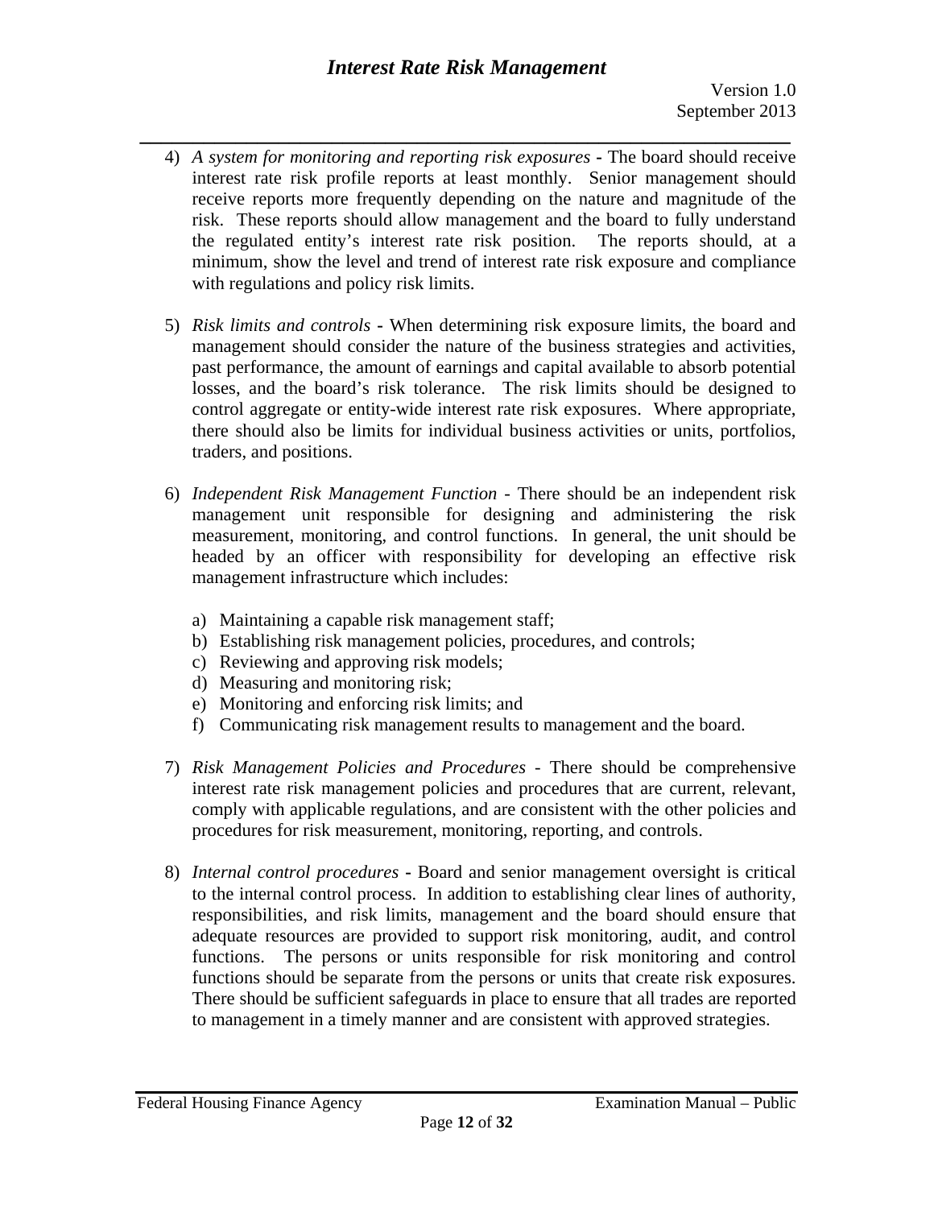4) *A system for monitoring and reporting risk exposures* - The board should receive interest rate risk profile reports at least monthly. Senior management should receive reports more frequently depending on the nature and magnitude of the risk. These reports should allow management and the board to fully understand the regulated entity's interest rate risk position. The reports should, at a minimum, show the level and trend of interest rate risk exposure and compliance with regulations and policy risk limits.

5) *Risk limits and controls* - When determining risk exposure limits, the board and management should consider the nature of the business strategies and activities, past performance, the amount of earnings and capital available to absorb potential losses, and the board's risk tolerance. The risk limits should be designed to control aggregate or entity-wide interest rate risk exposures. Where appropriate, there should also be limits for individual business activities or units, portfolios, traders, and positions.

6) *Independent Risk Management Function* - There should be an independent risk management unit responsible for designing and administering the risk measurement, monitoring, and control functions. In general, the unit should be headed by an officer with responsibility for developing an effective risk management infrastructure which includes:

   a) Maintaining a capable risk management staff;
   b) Establishing risk management policies, procedures, and controls;
   c) Reviewing and approving risk models;
   d) Measuring and monitoring risk;
   e) Monitoring and enforcing risk limits; and
   f) Communicating risk management results to management and the board.

7) *Risk Management Policies and Procedures* - There should be comprehensive interest rate risk management policies and procedures that are current, relevant, comply with applicable regulations, and are consistent with the other policies and procedures for risk measurement, monitoring, reporting, and controls.

8) *Internal control procedures* - Board and senior management oversight is critical to the internal control process. In addition to establishing clear lines of authority, responsibilities, and risk limits, management and the board should ensure that adequate resources are provided to support risk monitoring, audit, and control functions. The persons or units responsible for risk monitoring and control functions should be separate from the persons or units that create risk exposures. There should be sufficient safeguards in place to ensure that all trades are reported to management in a timely manner and are consistent with approved strategies.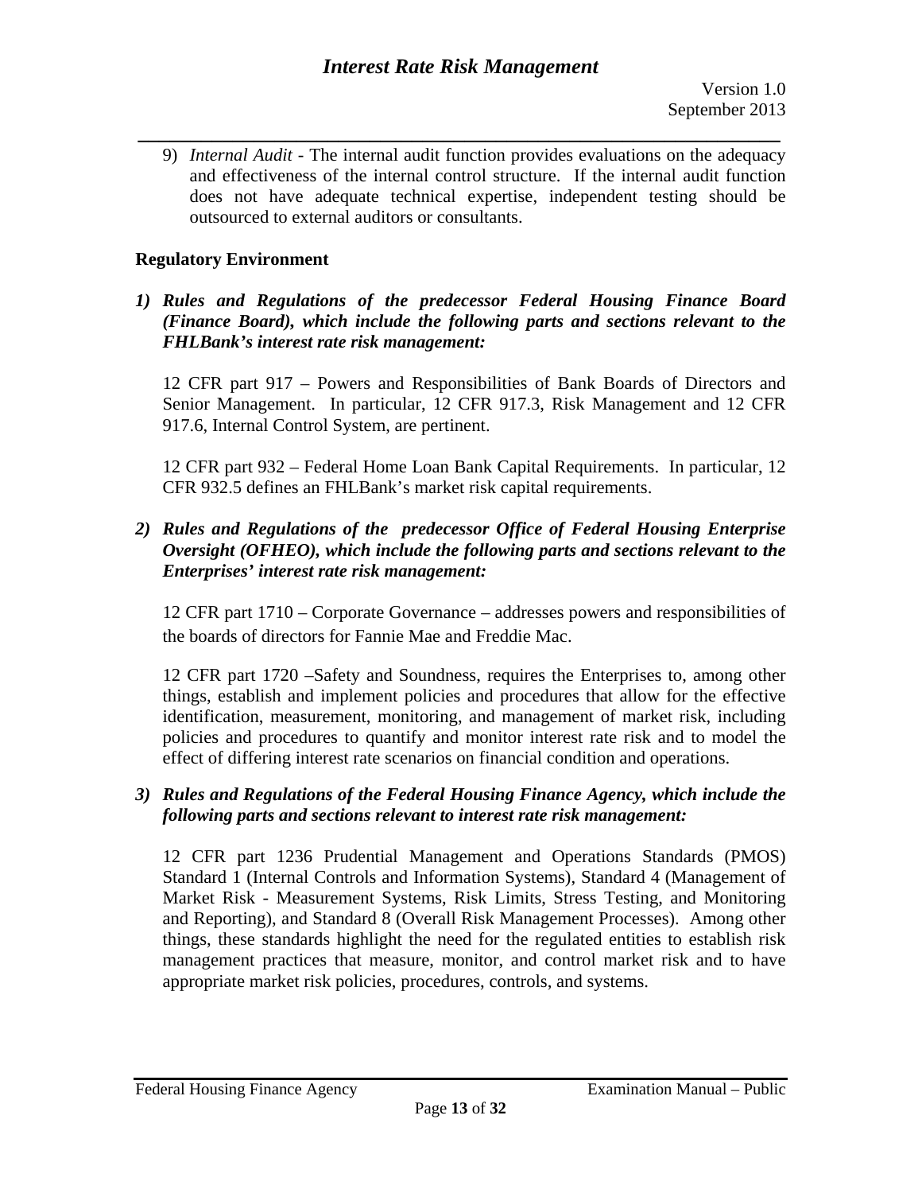9) *Internal Audit* - The internal audit function provides evaluations on the adequacy and effectiveness of the internal control structure. If the internal audit function does not have adequate technical expertise, independent testing should be outsourced to external auditors or consultants.

**Regulatory Environment**

1) ***Rules and Regulations of the predecessor Federal Housing Finance Board (Finance Board), which include the following parts and sections relevant to the FHLBank's interest rate risk management:***

   12 CFR part 917 – Powers and Responsibilities of Bank Boards of Directors and Senior Management. In particular, 12 CFR 917.3, Risk Management and 12 CFR 917.6, Internal Control System, are pertinent.

   12 CFR part 932 – Federal Home Loan Bank Capital Requirements. In particular, 12 CFR 932.5 defines an FHLBank's market risk capital requirements.

2) ***Rules and Regulations of the predecessor Office of Federal Housing Enterprise Oversight (OFHEO), which include the following parts and sections relevant to the Enterprises' interest rate risk management:***

   12 CFR part 1710 – Corporate Governance – addresses powers and responsibilities of the boards of directors for Fannie Mae and Freddie Mac.

   12 CFR part 1720 –Safety and Soundness, requires the Enterprises to, among other things, establish and implement policies and procedures that allow for the effective identification, measurement, monitoring, and management of market risk, including policies and procedures to quantify and monitor interest rate risk and to model the effect of differing interest rate scenarios on financial condition and operations.

3) ***Rules and Regulations of the Federal Housing Finance Agency, which include the following parts and sections relevant to interest rate risk management:***

   12 CFR part 1236 Prudential Management and Operations Standards (PMOS) Standard 1 (Internal Controls and Information Systems), Standard 4 (Management of Market Risk - Measurement Systems, Risk Limits, Stress Testing, and Monitoring and Reporting), and Standard 8 (Overall Risk Management Processes). Among other things, these standards highlight the need for the regulated entities to establish risk management practices that measure, monitor, and control market risk and to have appropriate market risk policies, procedures, controls, and systems.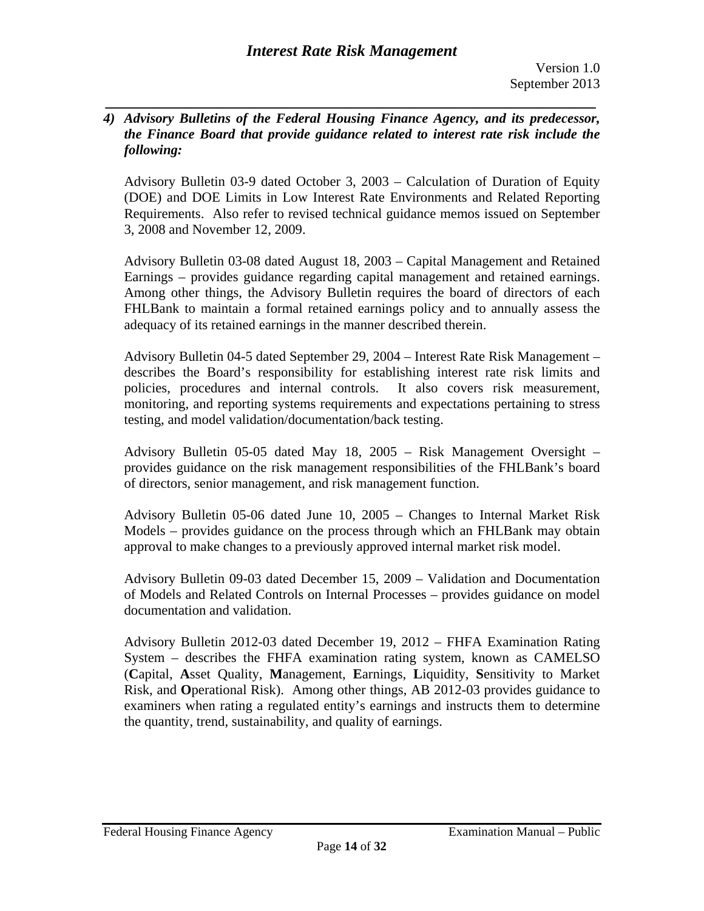***4) Advisory Bulletins of the Federal Housing Finance Agency, and its predecessor, the Finance Board that provide guidance related to interest rate risk include the following:***

Advisory Bulletin 03-9 dated October 3, 2003 – Calculation of Duration of Equity (DOE) and DOE Limits in Low Interest Rate Environments and Related Reporting Requirements. Also refer to revised technical guidance memos issued on September 3, 2008 and November 12, 2009.

Advisory Bulletin 03-08 dated August 18, 2003 – Capital Management and Retained Earnings – provides guidance regarding capital management and retained earnings. Among other things, the Advisory Bulletin requires the board of directors of each FHLBank to maintain a formal retained earnings policy and to annually assess the adequacy of its retained earnings in the manner described therein.

Advisory Bulletin 04-5 dated September 29, 2004 – Interest Rate Risk Management – describes the Board's responsibility for establishing interest rate risk limits and policies, procedures and internal controls. It also covers risk measurement, monitoring, and reporting systems requirements and expectations pertaining to stress testing, and model validation/documentation/back testing.

Advisory Bulletin 05-05 dated May 18, 2005 – Risk Management Oversight – provides guidance on the risk management responsibilities of the FHLBank's board of directors, senior management, and risk management function.

Advisory Bulletin 05-06 dated June 10, 2005 – Changes to Internal Market Risk Models – provides guidance on the process through which an FHLBank may obtain approval to make changes to a previously approved internal market risk model.

Advisory Bulletin 09-03 dated December 15, 2009 – Validation and Documentation of Models and Related Controls on Internal Processes – provides guidance on model documentation and validation.

Advisory Bulletin 2012-03 dated December 19, 2012 – FHFA Examination Rating System – describes the FHFA examination rating system, known as CAMELSO (**C**apital, **A**sset Quality, **M**anagement, **E**arnings, **L**iquidity, **S**ensitivity to Market Risk, and **O**perational Risk). Among other things, AB 2012-03 provides guidance to examiners when rating a regulated entity's earnings and instructs them to determine the quantity, trend, sustainability, and quality of earnings.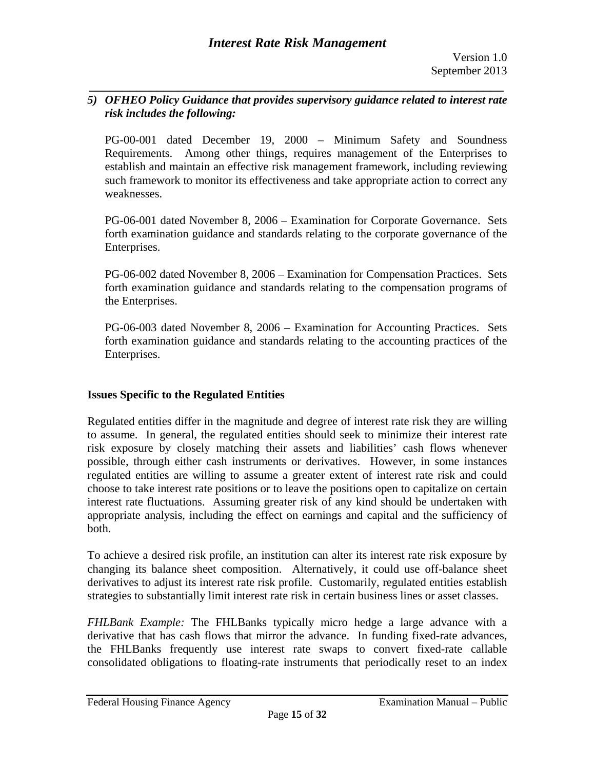*5) OFHEO Policy Guidance that provides supervisory guidance related to interest rate risk includes the following:*

PG-00-001 dated December 19, 2000 – Minimum Safety and Soundness Requirements. Among other things, requires management of the Enterprises to establish and maintain an effective risk management framework, including reviewing such framework to monitor its effectiveness and take appropriate action to correct any weaknesses.

PG-06-001 dated November 8, 2006 – Examination for Corporate Governance. Sets forth examination guidance and standards relating to the corporate governance of the Enterprises.

PG-06-002 dated November 8, 2006 – Examination for Compensation Practices. Sets forth examination guidance and standards relating to the compensation programs of the Enterprises.

PG-06-003 dated November 8, 2006 – Examination for Accounting Practices. Sets forth examination guidance and standards relating to the accounting practices of the Enterprises.

## Issues Specific to the Regulated Entities

Regulated entities differ in the magnitude and degree of interest rate risk they are willing to assume. In general, the regulated entities should seek to minimize their interest rate risk exposure by closely matching their assets and liabilities' cash flows whenever possible, through either cash instruments or derivatives. However, in some instances regulated entities are willing to assume a greater extent of interest rate risk and could choose to take interest rate positions or to leave the positions open to capitalize on certain interest rate fluctuations. Assuming greater risk of any kind should be undertaken with appropriate analysis, including the effect on earnings and capital and the sufficiency of both.

To achieve a desired risk profile, an institution can alter its interest rate risk exposure by changing its balance sheet composition. Alternatively, it could use off-balance sheet derivatives to adjust its interest rate risk profile. Customarily, regulated entities establish strategies to substantially limit interest rate risk in certain business lines or asset classes.

*FHLBank Example:* The FHLBanks typically micro hedge a large advance with a derivative that has cash flows that mirror the advance. In funding fixed-rate advances, the FHLBanks frequently use interest rate swaps to convert fixed-rate callable consolidated obligations to floating-rate instruments that periodically reset to an index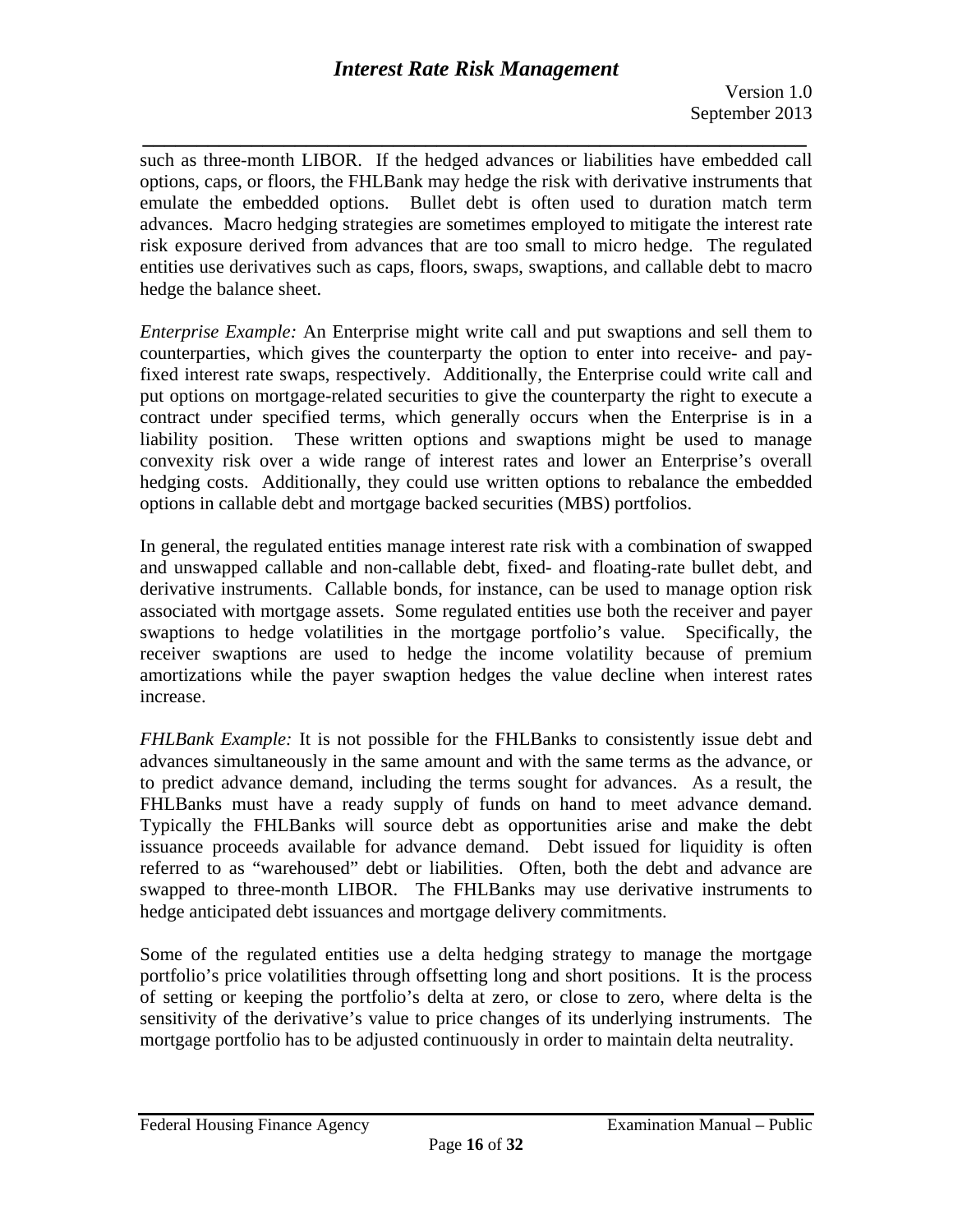such as three-month LIBOR. If the hedged advances or liabilities have embedded call options, caps, or floors, the FHLBank may hedge the risk with derivative instruments that emulate the embedded options. Bullet debt is often used to duration match term advances. Macro hedging strategies are sometimes employed to mitigate the interest rate risk exposure derived from advances that are too small to micro hedge. The regulated entities use derivatives such as caps, floors, swaps, swaptions, and callable debt to macro hedge the balance sheet.

*Enterprise Example:* An Enterprise might write call and put swaptions and sell them to counterparties, which gives the counterparty the option to enter into receive- and pay-fixed interest rate swaps, respectively. Additionally, the Enterprise could write call and put options on mortgage-related securities to give the counterparty the right to execute a contract under specified terms, which generally occurs when the Enterprise is in a liability position. These written options and swaptions might be used to manage convexity risk over a wide range of interest rates and lower an Enterprise's overall hedging costs. Additionally, they could use written options to rebalance the embedded options in callable debt and mortgage backed securities (MBS) portfolios.

In general, the regulated entities manage interest rate risk with a combination of swapped and unswapped callable and non-callable debt, fixed- and floating-rate bullet debt, and derivative instruments. Callable bonds, for instance, can be used to manage option risk associated with mortgage assets. Some regulated entities use both the receiver and payer swaptions to hedge volatilities in the mortgage portfolio's value. Specifically, the receiver swaptions are used to hedge the income volatility because of premium amortizations while the payer swaption hedges the value decline when interest rates increase.

*FHLBank Example:* It is not possible for the FHLBanks to consistently issue debt and advances simultaneously in the same amount and with the same terms as the advance, or to predict advance demand, including the terms sought for advances. As a result, the FHLBanks must have a ready supply of funds on hand to meet advance demand. Typically the FHLBanks will source debt as opportunities arise and make the debt issuance proceeds available for advance demand. Debt issued for liquidity is often referred to as "warehoused" debt or liabilities. Often, both the debt and advance are swapped to three-month LIBOR. The FHLBanks may use derivative instruments to hedge anticipated debt issuances and mortgage delivery commitments.

Some of the regulated entities use a delta hedging strategy to manage the mortgage portfolio's price volatilities through offsetting long and short positions. It is the process of setting or keeping the portfolio's delta at zero, or close to zero, where delta is the sensitivity of the derivative's value to price changes of its underlying instruments. The mortgage portfolio has to be adjusted continuously in order to maintain delta neutrality.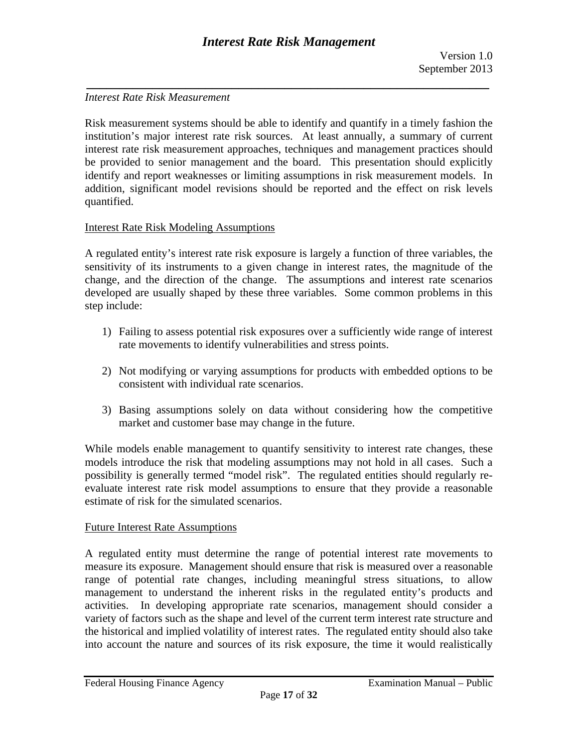*Interest Rate Risk Measurement*

Risk measurement systems should be able to identify and quantify in a timely fashion the institution's major interest rate risk sources. At least annually, a summary of current interest rate risk measurement approaches, techniques and management practices should be provided to senior management and the board. This presentation should explicitly identify and report weaknesses or limiting assumptions in risk measurement models. In addition, significant model revisions should be reported and the effect on risk levels quantified.

<u>Interest Rate Risk Modeling Assumptions</u>

A regulated entity's interest rate risk exposure is largely a function of three variables, the sensitivity of its instruments to a given change in interest rates, the magnitude of the change, and the direction of the change. The assumptions and interest rate scenarios developed are usually shaped by these three variables. Some common problems in this step include:

1) Failing to assess potential risk exposures over a sufficiently wide range of interest rate movements to identify vulnerabilities and stress points.

2) Not modifying or varying assumptions for products with embedded options to be consistent with individual rate scenarios.

3) Basing assumptions solely on data without considering how the competitive market and customer base may change in the future.

While models enable management to quantify sensitivity to interest rate changes, these models introduce the risk that modeling assumptions may not hold in all cases. Such a possibility is generally termed "model risk". The regulated entities should regularly re-evaluate interest rate risk model assumptions to ensure that they provide a reasonable estimate of risk for the simulated scenarios.

<u>Future Interest Rate Assumptions</u>

A regulated entity must determine the range of potential interest rate movements to measure its exposure. Management should ensure that risk is measured over a reasonable range of potential rate changes, including meaningful stress situations, to allow management to understand the inherent risks in the regulated entity's products and activities. In developing appropriate rate scenarios, management should consider a variety of factors such as the shape and level of the current term interest rate structure and the historical and implied volatility of interest rates. The regulated entity should also take into account the nature and sources of its risk exposure, the time it would realistically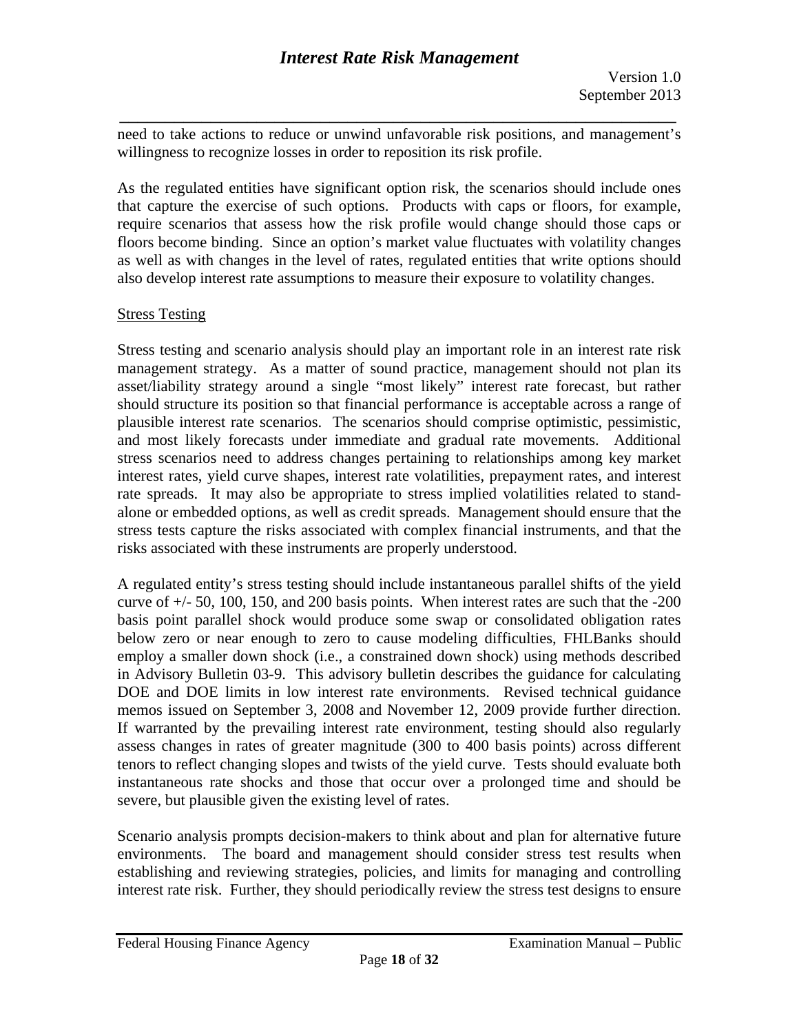need to take actions to reduce or unwind unfavorable risk positions, and management's willingness to recognize losses in order to reposition its risk profile.

As the regulated entities have significant option risk, the scenarios should include ones that capture the exercise of such options. Products with caps or floors, for example, require scenarios that assess how the risk profile would change should those caps or floors become binding. Since an option's market value fluctuates with volatility changes as well as with changes in the level of rates, regulated entities that write options should also develop interest rate assumptions to measure their exposure to volatility changes.

Stress Testing

Stress testing and scenario analysis should play an important role in an interest rate risk management strategy. As a matter of sound practice, management should not plan its asset/liability strategy around a single "most likely" interest rate forecast, but rather should structure its position so that financial performance is acceptable across a range of plausible interest rate scenarios. The scenarios should comprise optimistic, pessimistic, and most likely forecasts under immediate and gradual rate movements. Additional stress scenarios need to address changes pertaining to relationships among key market interest rates, yield curve shapes, interest rate volatilities, prepayment rates, and interest rate spreads. It may also be appropriate to stress implied volatilities related to stand-alone or embedded options, as well as credit spreads. Management should ensure that the stress tests capture the risks associated with complex financial instruments, and that the risks associated with these instruments are properly understood.

A regulated entity's stress testing should include instantaneous parallel shifts of the yield curve of +/- 50, 100, 150, and 200 basis points. When interest rates are such that the -200 basis point parallel shock would produce some swap or consolidated obligation rates below zero or near enough to zero to cause modeling difficulties, FHLBanks should employ a smaller down shock (i.e., a constrained down shock) using methods described in Advisory Bulletin 03-9. This advisory bulletin describes the guidance for calculating DOE and DOE limits in low interest rate environments. Revised technical guidance memos issued on September 3, 2008 and November 12, 2009 provide further direction. If warranted by the prevailing interest rate environment, testing should also regularly assess changes in rates of greater magnitude (300 to 400 basis points) across different tenors to reflect changing slopes and twists of the yield curve. Tests should evaluate both instantaneous rate shocks and those that occur over a prolonged time and should be severe, but plausible given the existing level of rates.

Scenario analysis prompts decision-makers to think about and plan for alternative future environments. The board and management should consider stress test results when establishing and reviewing strategies, policies, and limits for managing and controlling interest rate risk. Further, they should periodically review the stress test designs to ensure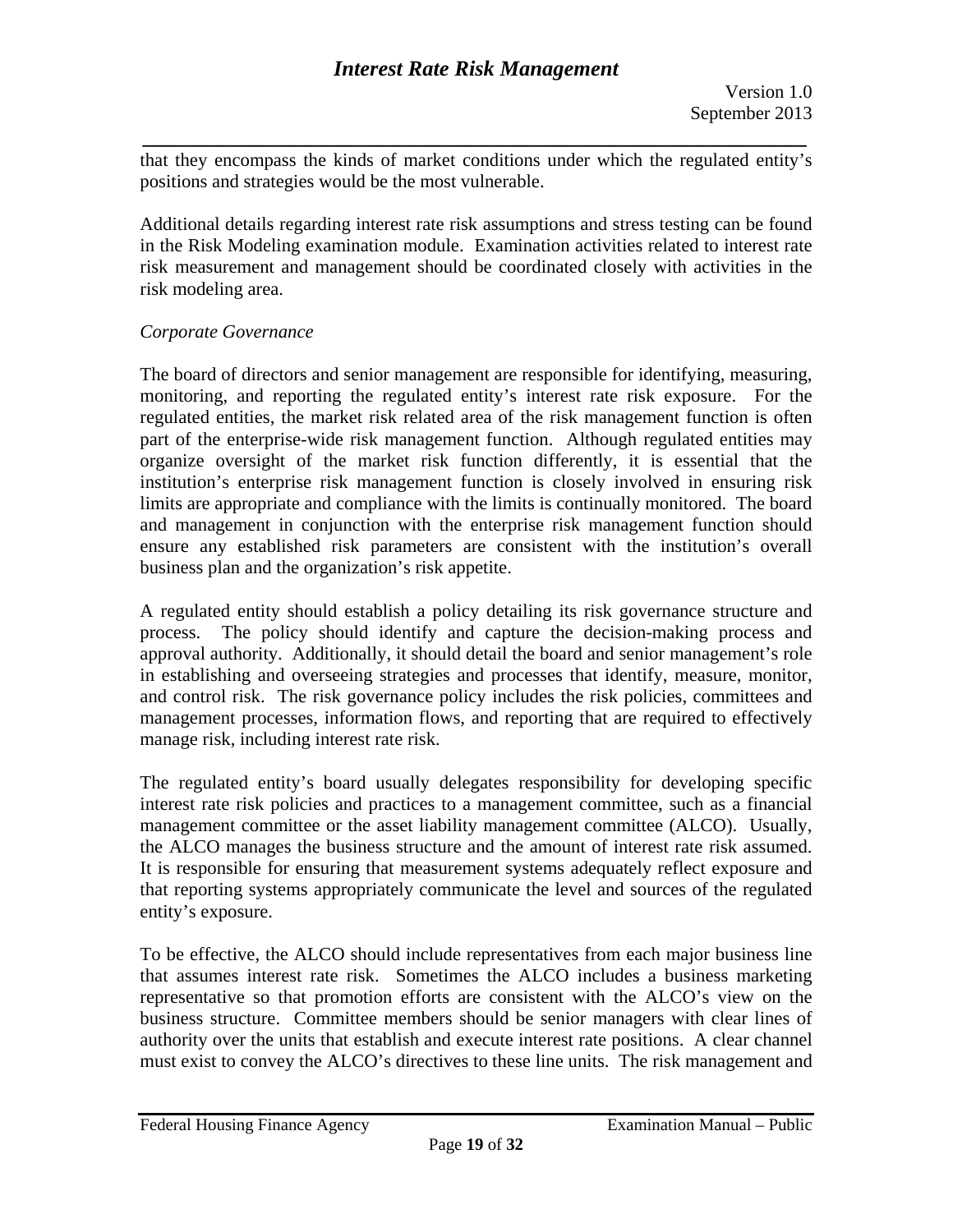that they encompass the kinds of market conditions under which the regulated entity's positions and strategies would be the most vulnerable.

Additional details regarding interest rate risk assumptions and stress testing can be found in the Risk Modeling examination module. Examination activities related to interest rate risk measurement and management should be coordinated closely with activities in the risk modeling area.

*Corporate Governance*

The board of directors and senior management are responsible for identifying, measuring, monitoring, and reporting the regulated entity's interest rate risk exposure. For the regulated entities, the market risk related area of the risk management function is often part of the enterprise-wide risk management function. Although regulated entities may organize oversight of the market risk function differently, it is essential that the institution's enterprise risk management function is closely involved in ensuring risk limits are appropriate and compliance with the limits is continually monitored. The board and management in conjunction with the enterprise risk management function should ensure any established risk parameters are consistent with the institution's overall business plan and the organization's risk appetite.

A regulated entity should establish a policy detailing its risk governance structure and process. The policy should identify and capture the decision-making process and approval authority. Additionally, it should detail the board and senior management's role in establishing and overseeing strategies and processes that identify, measure, monitor, and control risk. The risk governance policy includes the risk policies, committees and management processes, information flows, and reporting that are required to effectively manage risk, including interest rate risk.

The regulated entity's board usually delegates responsibility for developing specific interest rate risk policies and practices to a management committee, such as a financial management committee or the asset liability management committee (ALCO). Usually, the ALCO manages the business structure and the amount of interest rate risk assumed. It is responsible for ensuring that measurement systems adequately reflect exposure and that reporting systems appropriately communicate the level and sources of the regulated entity's exposure.

To be effective, the ALCO should include representatives from each major business line that assumes interest rate risk. Sometimes the ALCO includes a business marketing representative so that promotion efforts are consistent with the ALCO's view on the business structure. Committee members should be senior managers with clear lines of authority over the units that establish and execute interest rate positions. A clear channel must exist to convey the ALCO's directives to these line units. The risk management and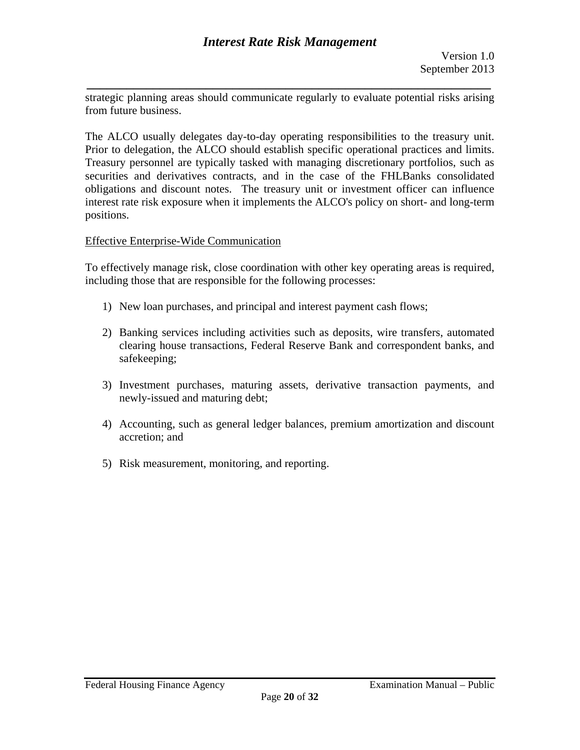strategic planning areas should communicate regularly to evaluate potential risks arising from future business.

The ALCO usually delegates day-to-day operating responsibilities to the treasury unit. Prior to delegation, the ALCO should establish specific operational practices and limits. Treasury personnel are typically tasked with managing discretionary portfolios, such as securities and derivatives contracts, and in the case of the FHLBanks consolidated obligations and discount notes. The treasury unit or investment officer can influence interest rate risk exposure when it implements the ALCO's policy on short- and long-term positions.

Effective Enterprise-Wide Communication

To effectively manage risk, close coordination with other key operating areas is required, including those that are responsible for the following processes:

1) New loan purchases, and principal and interest payment cash flows;

2) Banking services including activities such as deposits, wire transfers, automated clearing house transactions, Federal Reserve Bank and correspondent banks, and safekeeping;

3) Investment purchases, maturing assets, derivative transaction payments, and newly-issued and maturing debt;

4) Accounting, such as general ledger balances, premium amortization and discount accretion; and

5) Risk measurement, monitoring, and reporting.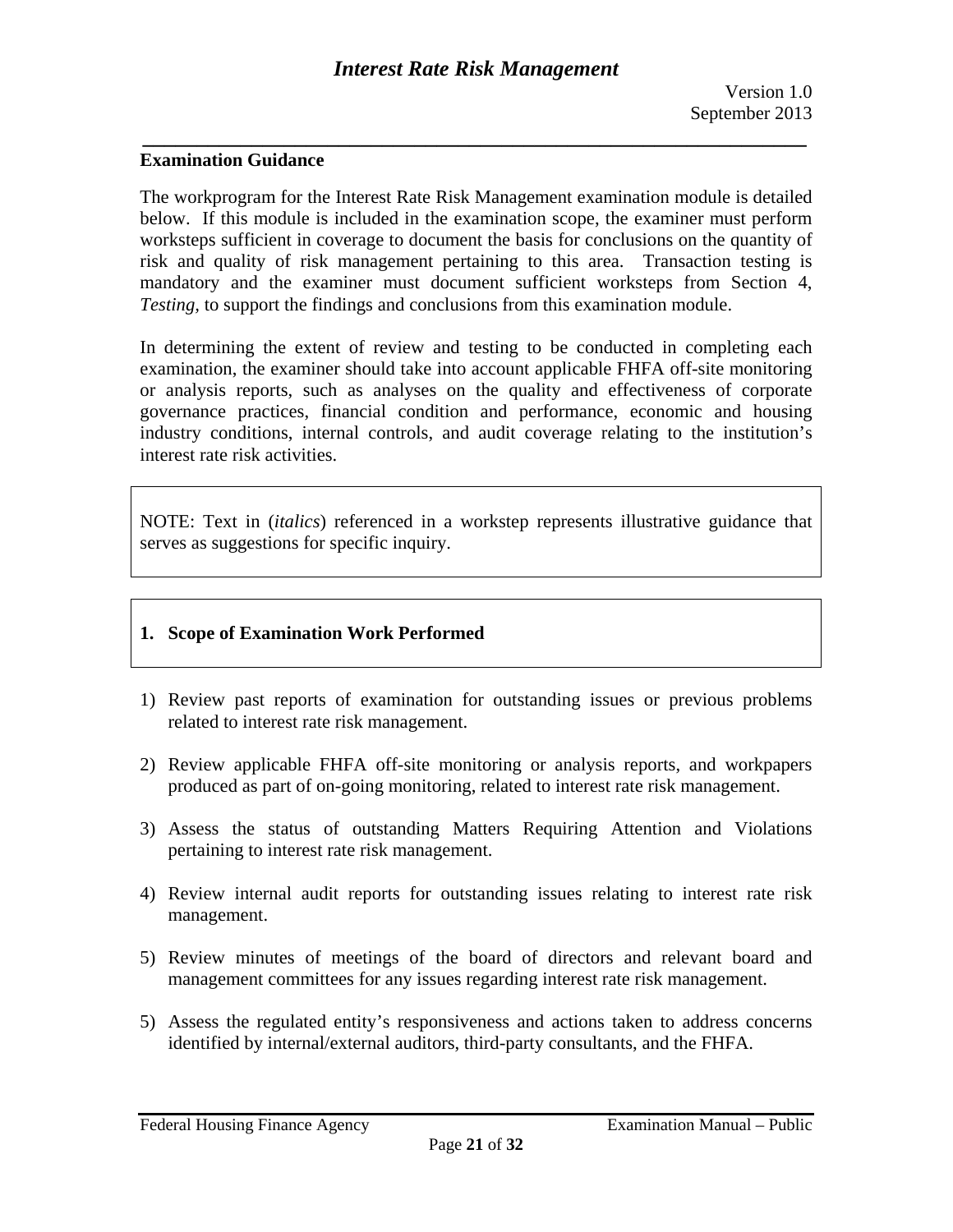## Examination Guidance

The workprogram for the Interest Rate Risk Management examination module is detailed below. If this module is included in the examination scope, the examiner must perform worksteps sufficient in coverage to document the basis for conclusions on the quantity of risk and quality of risk management pertaining to this area. Transaction testing is mandatory and the examiner must document sufficient worksteps from Section 4, *Testing,* to support the findings and conclusions from this examination module.

In determining the extent of review and testing to be conducted in completing each examination, the examiner should take into account applicable FHFA off-site monitoring or analysis reports, such as analyses on the quality and effectiveness of corporate governance practices, financial condition and performance, economic and housing industry conditions, internal controls, and audit coverage relating to the institution's interest rate risk activities.

NOTE: Text in (*italics*) referenced in a workstep represents illustrative guidance that serves as suggestions for specific inquiry.

### 1. Scope of Examination Work Performed

1) Review past reports of examination for outstanding issues or previous problems related to interest rate risk management.

2) Review applicable FHFA off-site monitoring or analysis reports, and workpapers produced as part of on-going monitoring, related to interest rate risk management.

3) Assess the status of outstanding Matters Requiring Attention and Violations pertaining to interest rate risk management.

4) Review internal audit reports for outstanding issues relating to interest rate risk management.

5) Review minutes of meetings of the board of directors and relevant board and management committees for any issues regarding interest rate risk management.

5) Assess the regulated entity's responsiveness and actions taken to address concerns identified by internal/external auditors, third-party consultants, and the FHFA.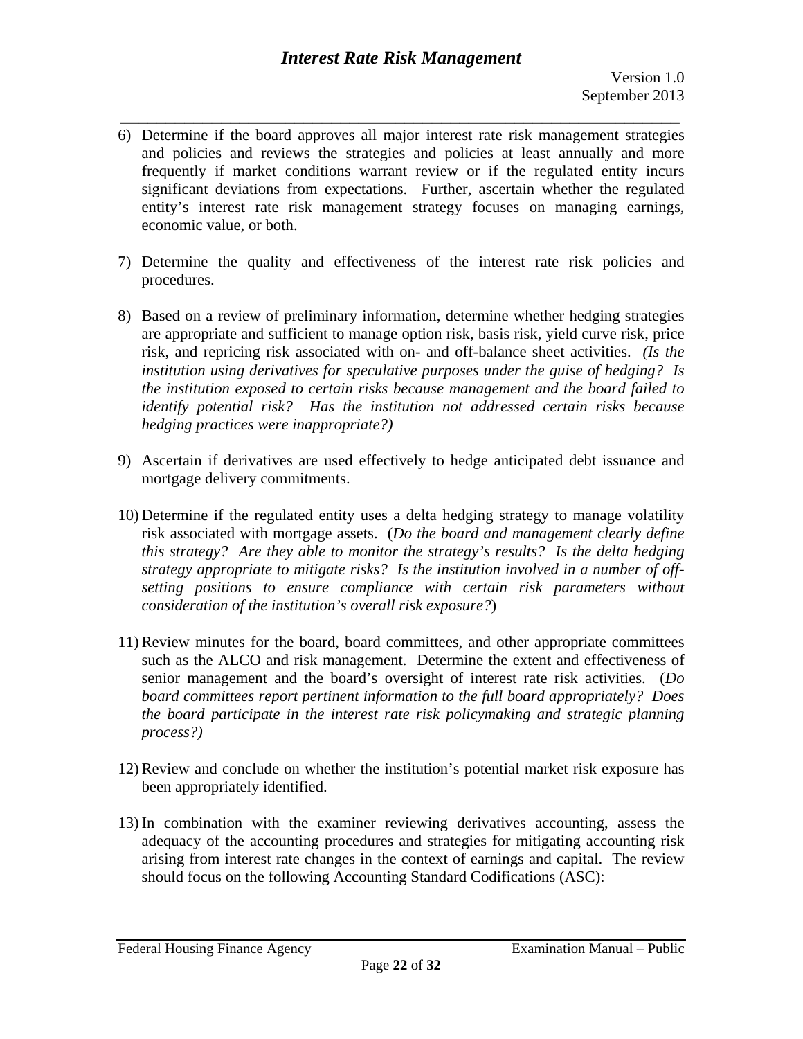6) Determine if the board approves all major interest rate risk management strategies and policies and reviews the strategies and policies at least annually and more frequently if market conditions warrant review or if the regulated entity incurs significant deviations from expectations. Further, ascertain whether the regulated entity's interest rate risk management strategy focuses on managing earnings, economic value, or both.

7) Determine the quality and effectiveness of the interest rate risk policies and procedures.

8) Based on a review of preliminary information, determine whether hedging strategies are appropriate and sufficient to manage option risk, basis risk, yield curve risk, price risk, and repricing risk associated with on- and off-balance sheet activities. *(Is the institution using derivatives for speculative purposes under the guise of hedging? Is the institution exposed to certain risks because management and the board failed to identify potential risk? Has the institution not addressed certain risks because hedging practices were inappropriate?)*

9) Ascertain if derivatives are used effectively to hedge anticipated debt issuance and mortgage delivery commitments.

10) Determine if the regulated entity uses a delta hedging strategy to manage volatility risk associated with mortgage assets. (*Do the board and management clearly define this strategy? Are they able to monitor the strategy's results? Is the delta hedging strategy appropriate to mitigate risks? Is the institution involved in a number of off-setting positions to ensure compliance with certain risk parameters without consideration of the institution's overall risk exposure?*)

11) Review minutes for the board, board committees, and other appropriate committees such as the ALCO and risk management. Determine the extent and effectiveness of senior management and the board's oversight of interest rate risk activities. (*Do board committees report pertinent information to the full board appropriately? Does the board participate in the interest rate risk policymaking and strategic planning process?)*

12) Review and conclude on whether the institution's potential market risk exposure has been appropriately identified.

13) In combination with the examiner reviewing derivatives accounting, assess the adequacy of the accounting procedures and strategies for mitigating accounting risk arising from interest rate changes in the context of earnings and capital. The review should focus on the following Accounting Standard Codifications (ASC):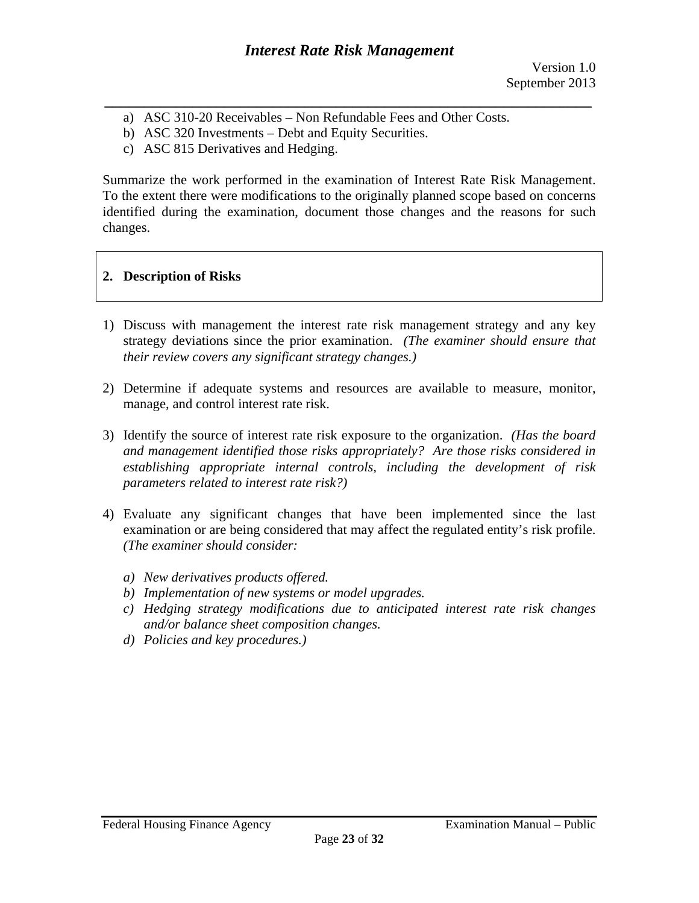a) ASC 310-20 Receivables – Non Refundable Fees and Other Costs.
b) ASC 320 Investments – Debt and Equity Securities.
c) ASC 815 Derivatives and Hedging.

Summarize the work performed in the examination of Interest Rate Risk Management. To the extent there were modifications to the originally planned scope based on concerns identified during the examination, document those changes and the reasons for such changes.

## 2. Description of Risks

1) Discuss with management the interest rate risk management strategy and any key strategy deviations since the prior examination. *(The examiner should ensure that their review covers any significant strategy changes.)*

2) Determine if adequate systems and resources are available to measure, monitor, manage, and control interest rate risk.

3) Identify the source of interest rate risk exposure to the organization. *(Has the board and management identified those risks appropriately? Are those risks considered in establishing appropriate internal controls, including the development of risk parameters related to interest rate risk?)*

4) Evaluate any significant changes that have been implemented since the last examination or are being considered that may affect the regulated entity's risk profile. *(The examiner should consider:*

   *a) New derivatives products offered.*
   *b) Implementation of new systems or model upgrades.*
   *c) Hedging strategy modifications due to anticipated interest rate risk changes and/or balance sheet composition changes.*
   *d) Policies and key procedures.)*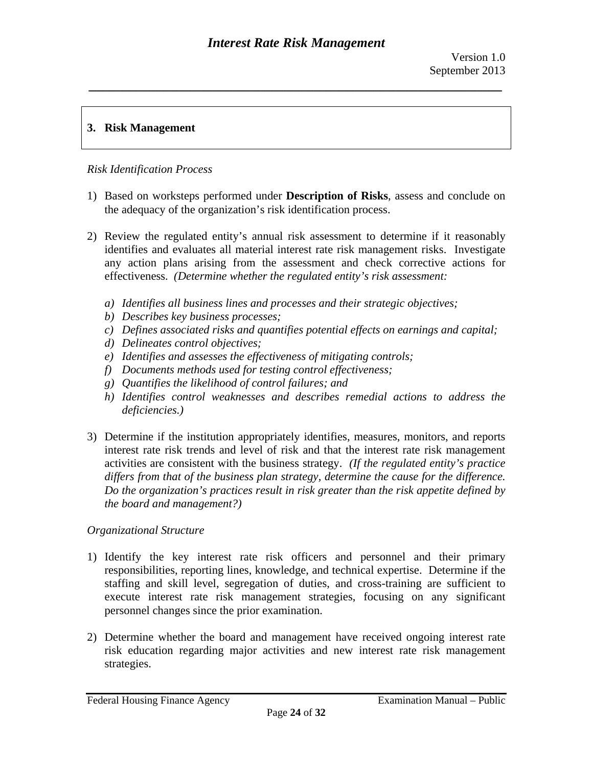## 3. Risk Management

*Risk Identification Process*

1) Based on worksteps performed under **Description of Risks**, assess and conclude on the adequacy of the organization's risk identification process.

2) Review the regulated entity's annual risk assessment to determine if it reasonably identifies and evaluates all material interest rate risk management risks. Investigate any action plans arising from the assessment and check corrective actions for effectiveness. *(Determine whether the regulated entity's risk assessment:*

   *a) Identifies all business lines and processes and their strategic objectives;*
   *b) Describes key business processes;*
   *c) Defines associated risks and quantifies potential effects on earnings and capital;*
   *d) Delineates control objectives;*
   *e) Identifies and assesses the effectiveness of mitigating controls;*
   *f) Documents methods used for testing control effectiveness;*
   *g) Quantifies the likelihood of control failures; and*
   *h) Identifies control weaknesses and describes remedial actions to address the deficiencies.)*

3) Determine if the institution appropriately identifies, measures, monitors, and reports interest rate risk trends and level of risk and that the interest rate risk management activities are consistent with the business strategy. *(If the regulated entity's practice differs from that of the business plan strategy, determine the cause for the difference. Do the organization's practices result in risk greater than the risk appetite defined by the board and management?)*

*Organizational Structure*

1) Identify the key interest rate risk officers and personnel and their primary responsibilities, reporting lines, knowledge, and technical expertise. Determine if the staffing and skill level, segregation of duties, and cross-training are sufficient to execute interest rate risk management strategies, focusing on any significant personnel changes since the prior examination.

2) Determine whether the board and management have received ongoing interest rate risk education regarding major activities and new interest rate risk management strategies.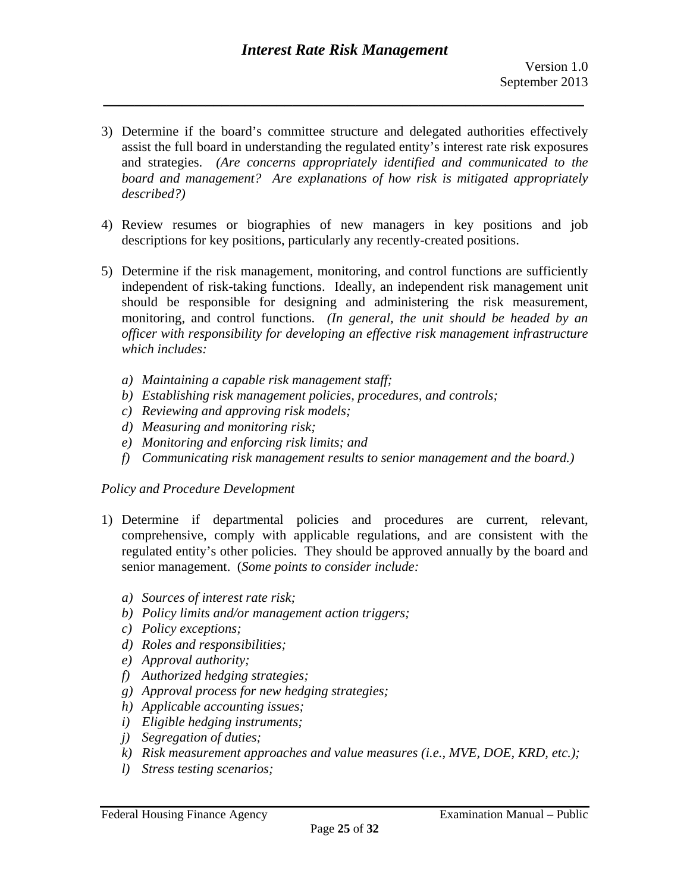3) Determine if the board's committee structure and delegated authorities effectively assist the full board in understanding the regulated entity's interest rate risk exposures and strategies. *(Are concerns appropriately identified and communicated to the board and management? Are explanations of how risk is mitigated appropriately described?)*

4) Review resumes or biographies of new managers in key positions and job descriptions for key positions, particularly any recently-created positions.

5) Determine if the risk management, monitoring, and control functions are sufficiently independent of risk-taking functions. Ideally, an independent risk management unit should be responsible for designing and administering the risk measurement, monitoring, and control functions. *(In general, the unit should be headed by an officer with responsibility for developing an effective risk management infrastructure which includes:*

   *a) Maintaining a capable risk management staff;*
   *b) Establishing risk management policies, procedures, and controls;*
   *c) Reviewing and approving risk models;*
   *d) Measuring and monitoring risk;*
   *e) Monitoring and enforcing risk limits; and*
   *f) Communicating risk management results to senior management and the board.)*

*Policy and Procedure Development*

1) Determine if departmental policies and procedures are current, relevant, comprehensive, comply with applicable regulations, and are consistent with the regulated entity's other policies. They should be approved annually by the board and senior management. (*Some points to consider include:*

   *a) Sources of interest rate risk;*
   *b) Policy limits and/or management action triggers;*
   *c) Policy exceptions;*
   *d) Roles and responsibilities;*
   *e) Approval authority;*
   *f) Authorized hedging strategies;*
   *g) Approval process for new hedging strategies;*
   *h) Applicable accounting issues;*
   *i) Eligible hedging instruments;*
   *j) Segregation of duties;*
   *k) Risk measurement approaches and value measures (i.e., MVE, DOE, KRD, etc.);*
   *l) Stress testing scenarios;*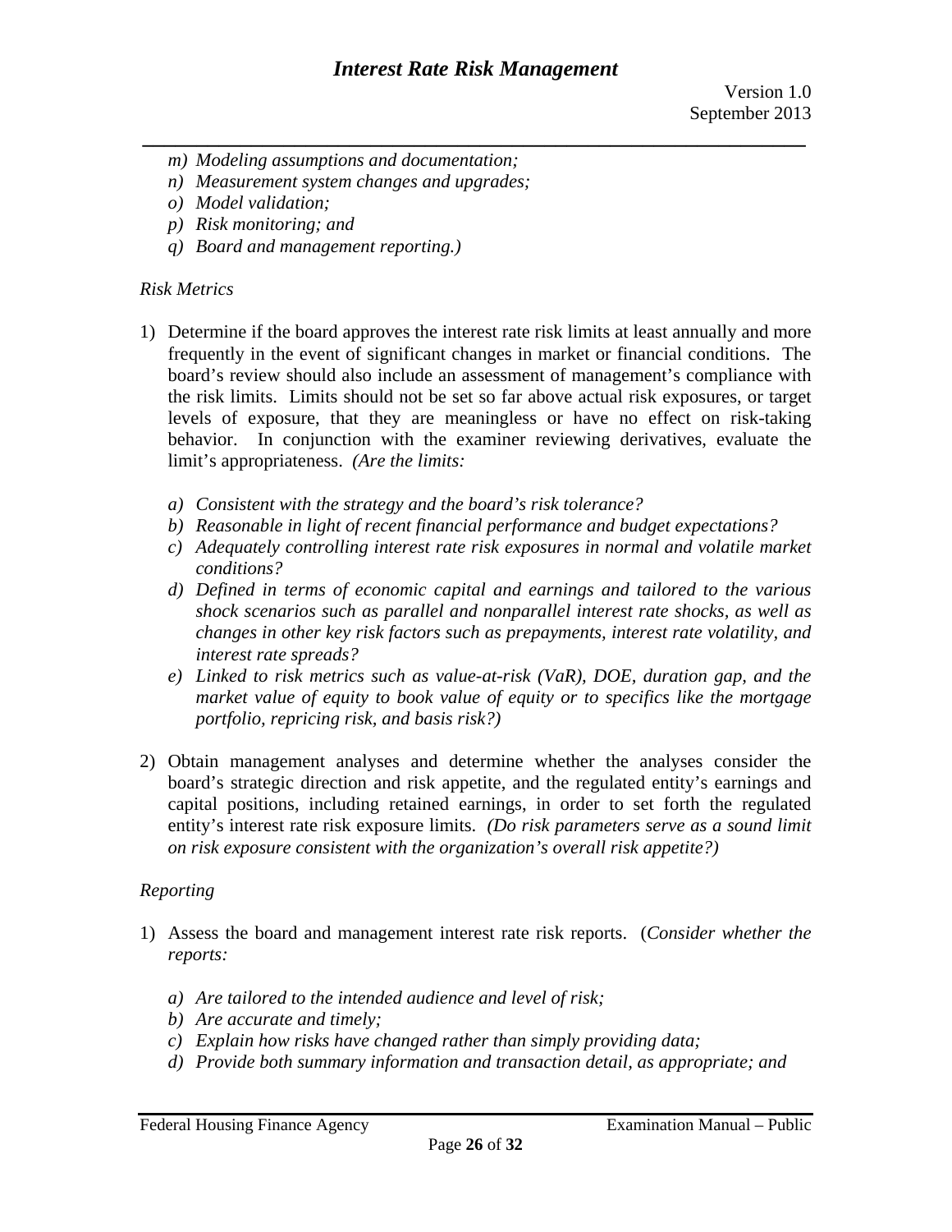*m) Modeling assumptions and documentation;*
*n) Measurement system changes and upgrades;*
*o) Model validation;*
*p) Risk monitoring; and*
*q) Board and management reporting.)*

*Risk Metrics*

1) Determine if the board approves the interest rate risk limits at least annually and more frequently in the event of significant changes in market or financial conditions. The board's review should also include an assessment of management's compliance with the risk limits. Limits should not be set so far above actual risk exposures, or target levels of exposure, that they are meaningless or have no effect on risk-taking behavior. In conjunction with the examiner reviewing derivatives, evaluate the limit's appropriateness. *(Are the limits:*

   *a) Consistent with the strategy and the board's risk tolerance?*
   *b) Reasonable in light of recent financial performance and budget expectations?*
   *c) Adequately controlling interest rate risk exposures in normal and volatile market conditions?*
   *d) Defined in terms of economic capital and earnings and tailored to the various shock scenarios such as parallel and nonparallel interest rate shocks, as well as changes in other key risk factors such as prepayments, interest rate volatility, and interest rate spreads?*
   *e) Linked to risk metrics such as value-at-risk (VaR), DOE, duration gap, and the market value of equity to book value of equity or to specifics like the mortgage portfolio, repricing risk, and basis risk?)*

2) Obtain management analyses and determine whether the analyses consider the board's strategic direction and risk appetite, and the regulated entity's earnings and capital positions, including retained earnings, in order to set forth the regulated entity's interest rate risk exposure limits. *(Do risk parameters serve as a sound limit on risk exposure consistent with the organization's overall risk appetite?)*

*Reporting*

1) Assess the board and management interest rate risk reports. (*Consider whether the reports:*

   *a) Are tailored to the intended audience and level of risk;*
   *b) Are accurate and timely;*
   *c) Explain how risks have changed rather than simply providing data;*
   *d) Provide both summary information and transaction detail, as appropriate; and*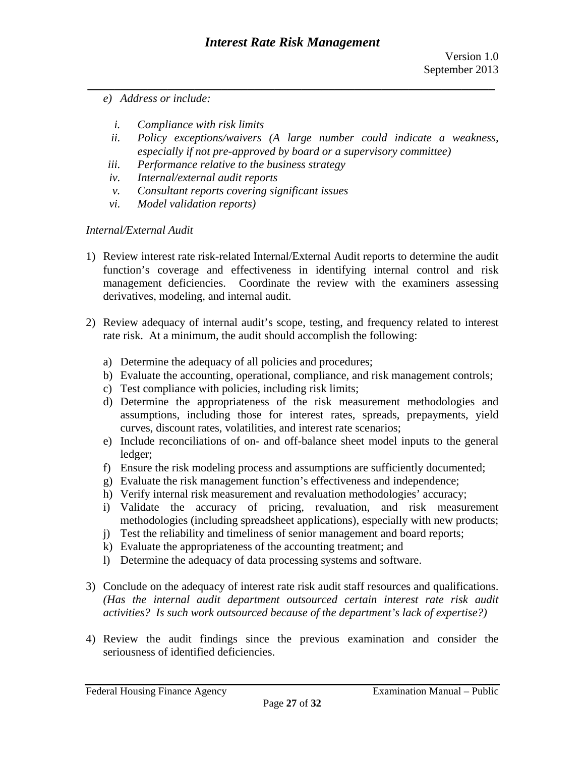*e) Address or include:*

- *i. Compliance with risk limits*
- *ii. Policy exceptions/waivers (A large number could indicate a weakness, especially if not pre-approved by board or a supervisory committee)*
- *iii. Performance relative to the business strategy*
- *iv. Internal/external audit reports*
- *v. Consultant reports covering significant issues*
- *vi. Model validation reports)*

*Internal/External Audit*

1) Review interest rate risk-related Internal/External Audit reports to determine the audit function's coverage and effectiveness in identifying internal control and risk management deficiencies. Coordinate the review with the examiners assessing derivatives, modeling, and internal audit.

2) Review adequacy of internal audit's scope, testing, and frequency related to interest rate risk. At a minimum, the audit should accomplish the following:

   a) Determine the adequacy of all policies and procedures;
   b) Evaluate the accounting, operational, compliance, and risk management controls;
   c) Test compliance with policies, including risk limits;
   d) Determine the appropriateness of the risk measurement methodologies and assumptions, including those for interest rates, spreads, prepayments, yield curves, discount rates, volatilities, and interest rate scenarios;
   e) Include reconciliations of on- and off-balance sheet model inputs to the general ledger;
   f) Ensure the risk modeling process and assumptions are sufficiently documented;
   g) Evaluate the risk management function's effectiveness and independence;
   h) Verify internal risk measurement and revaluation methodologies' accuracy;
   i) Validate the accuracy of pricing, revaluation, and risk measurement methodologies (including spreadsheet applications), especially with new products;
   j) Test the reliability and timeliness of senior management and board reports;
   k) Evaluate the appropriateness of the accounting treatment; and
   l) Determine the adequacy of data processing systems and software.

3) Conclude on the adequacy of interest rate risk audit staff resources and qualifications. *(Has the internal audit department outsourced certain interest rate risk audit activities? Is such work outsourced because of the department's lack of expertise?)*

4) Review the audit findings since the previous examination and consider the seriousness of identified deficiencies.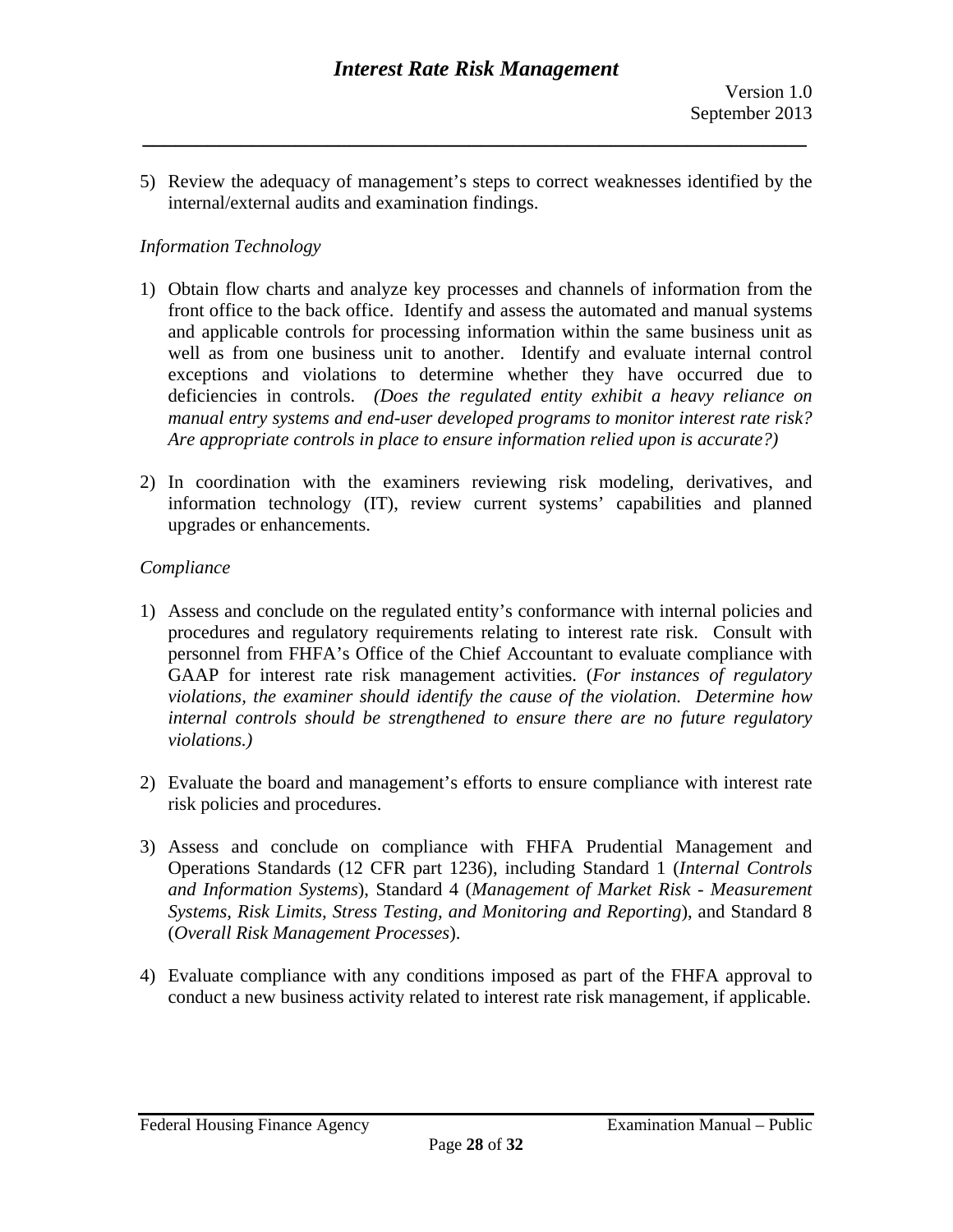5) Review the adequacy of management's steps to correct weaknesses identified by the internal/external audits and examination findings.

*Information Technology*

1) Obtain flow charts and analyze key processes and channels of information from the front office to the back office. Identify and assess the automated and manual systems and applicable controls for processing information within the same business unit as well as from one business unit to another. Identify and evaluate internal control exceptions and violations to determine whether they have occurred due to deficiencies in controls. *(Does the regulated entity exhibit a heavy reliance on manual entry systems and end-user developed programs to monitor interest rate risk? Are appropriate controls in place to ensure information relied upon is accurate?)*

2) In coordination with the examiners reviewing risk modeling, derivatives, and information technology (IT), review current systems' capabilities and planned upgrades or enhancements.

*Compliance*

1) Assess and conclude on the regulated entity's conformance with internal policies and procedures and regulatory requirements relating to interest rate risk. Consult with personnel from FHFA's Office of the Chief Accountant to evaluate compliance with GAAP for interest rate risk management activities. (*For instances of regulatory violations, the examiner should identify the cause of the violation. Determine how internal controls should be strengthened to ensure there are no future regulatory violations.)*

2) Evaluate the board and management's efforts to ensure compliance with interest rate risk policies and procedures.

3) Assess and conclude on compliance with FHFA Prudential Management and Operations Standards (12 CFR part 1236), including Standard 1 (*Internal Controls and Information Systems*), Standard 4 (*Management of Market Risk - Measurement Systems, Risk Limits, Stress Testing, and Monitoring and Reporting*), and Standard 8 (*Overall Risk Management Processes*).

4) Evaluate compliance with any conditions imposed as part of the FHFA approval to conduct a new business activity related to interest rate risk management, if applicable.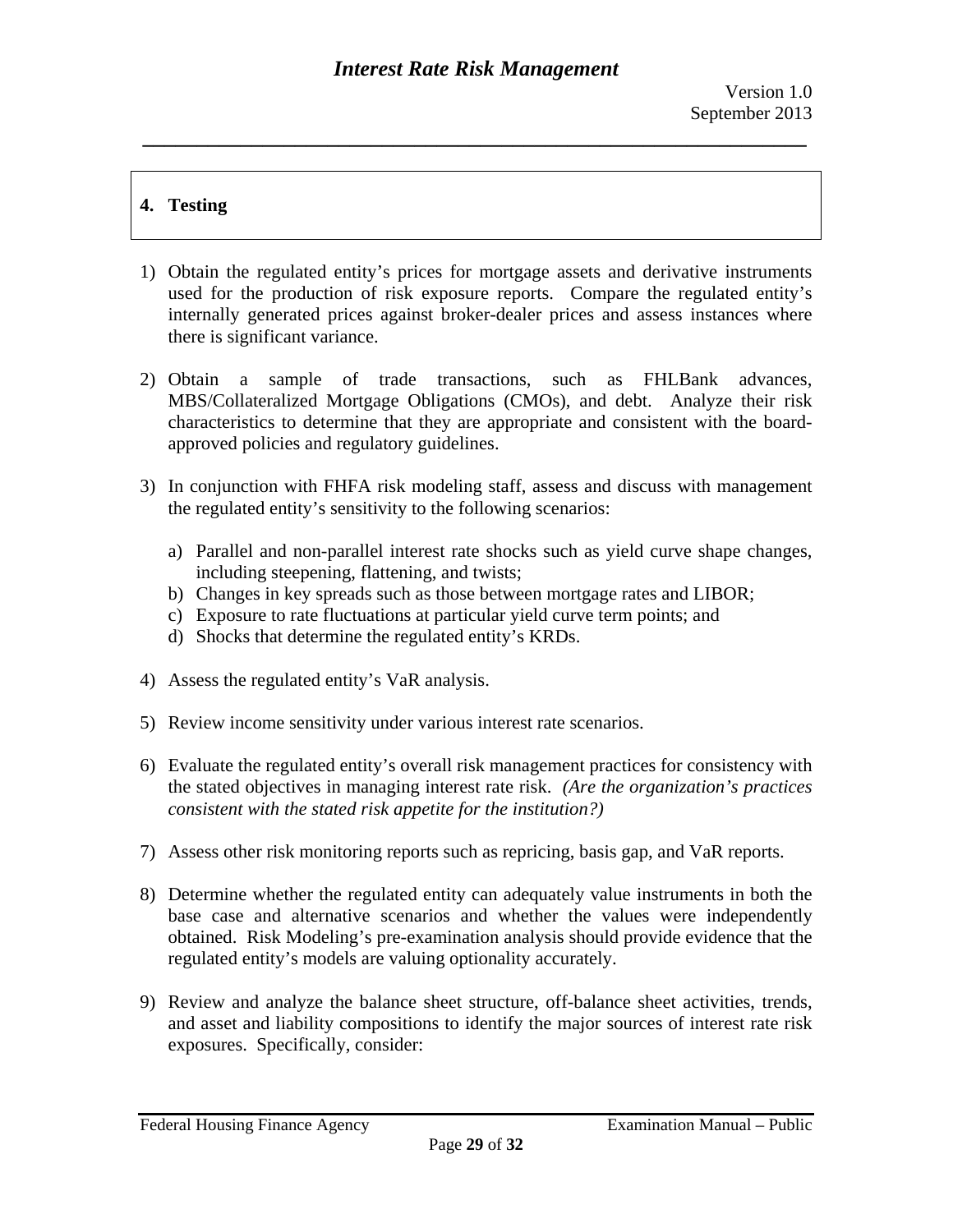## 4. Testing

1) Obtain the regulated entity's prices for mortgage assets and derivative instruments used for the production of risk exposure reports. Compare the regulated entity's internally generated prices against broker-dealer prices and assess instances where there is significant variance.

2) Obtain a sample of trade transactions, such as FHLBank advances, MBS/Collateralized Mortgage Obligations (CMOs), and debt. Analyze their risk characteristics to determine that they are appropriate and consistent with the board-approved policies and regulatory guidelines.

3) In conjunction with FHFA risk modeling staff, assess and discuss with management the regulated entity's sensitivity to the following scenarios:

   a) Parallel and non-parallel interest rate shocks such as yield curve shape changes, including steepening, flattening, and twists;
   b) Changes in key spreads such as those between mortgage rates and LIBOR;
   c) Exposure to rate fluctuations at particular yield curve term points; and
   d) Shocks that determine the regulated entity's KRDs.

4) Assess the regulated entity's VaR analysis.

5) Review income sensitivity under various interest rate scenarios.

6) Evaluate the regulated entity's overall risk management practices for consistency with the stated objectives in managing interest rate risk. *(Are the organization's practices consistent with the stated risk appetite for the institution?)*

7) Assess other risk monitoring reports such as repricing, basis gap, and VaR reports.

8) Determine whether the regulated entity can adequately value instruments in both the base case and alternative scenarios and whether the values were independently obtained. Risk Modeling's pre-examination analysis should provide evidence that the regulated entity's models are valuing optionality accurately.

9) Review and analyze the balance sheet structure, off-balance sheet activities, trends, and asset and liability compositions to identify the major sources of interest rate risk exposures. Specifically, consider: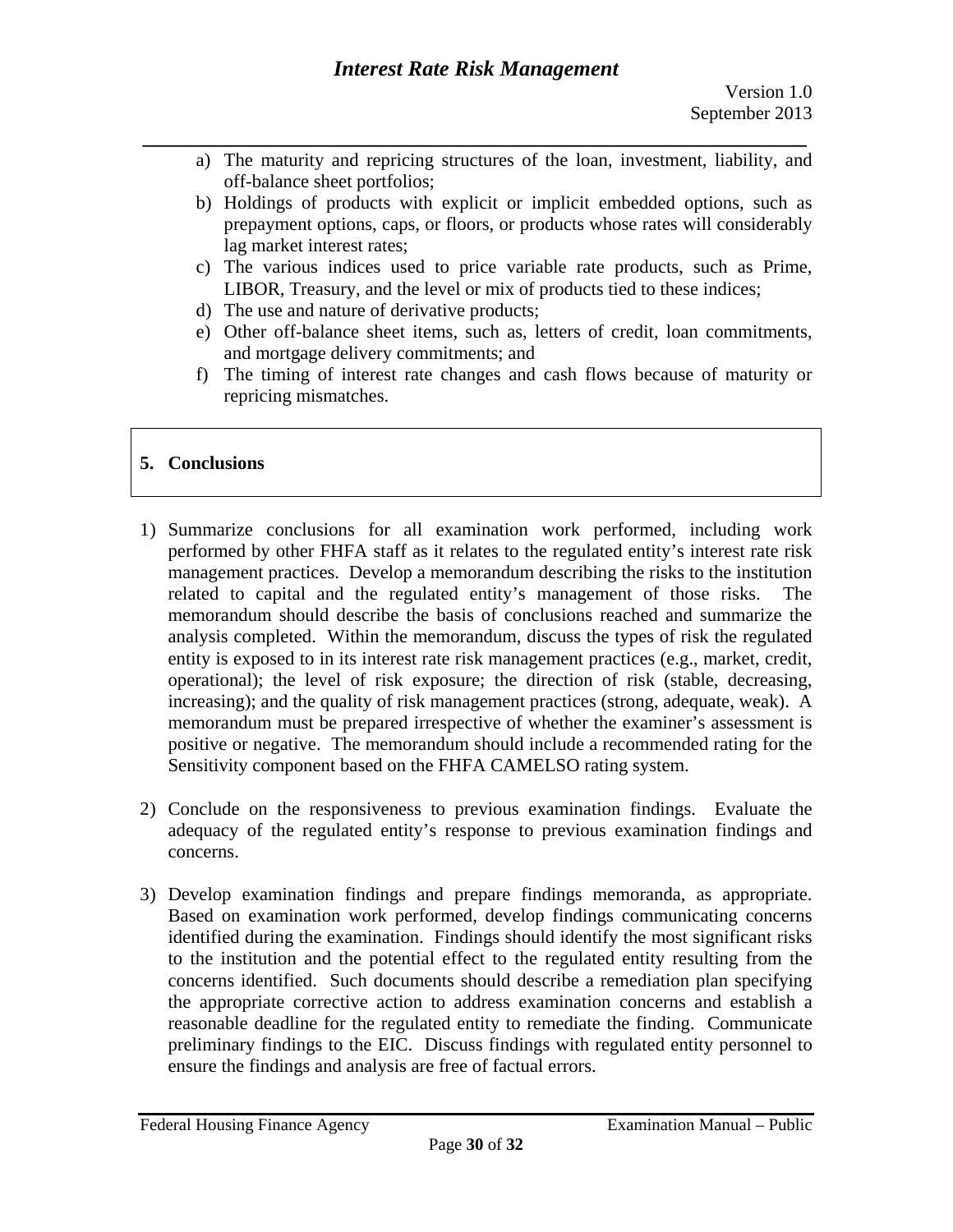a) The maturity and repricing structures of the loan, investment, liability, and off-balance sheet portfolios;
b) Holdings of products with explicit or implicit embedded options, such as prepayment options, caps, or floors, or products whose rates will considerably lag market interest rates;
c) The various indices used to price variable rate products, such as Prime, LIBOR, Treasury, and the level or mix of products tied to these indices;
d) The use and nature of derivative products;
e) Other off-balance sheet items, such as, letters of credit, loan commitments, and mortgage delivery commitments; and
f) The timing of interest rate changes and cash flows because of maturity or repricing mismatches.

## 5. Conclusions

1) Summarize conclusions for all examination work performed, including work performed by other FHFA staff as it relates to the regulated entity's interest rate risk management practices. Develop a memorandum describing the risks to the institution related to capital and the regulated entity's management of those risks. The memorandum should describe the basis of conclusions reached and summarize the analysis completed. Within the memorandum, discuss the types of risk the regulated entity is exposed to in its interest rate risk management practices (e.g., market, credit, operational); the level of risk exposure; the direction of risk (stable, decreasing, increasing); and the quality of risk management practices (strong, adequate, weak). A memorandum must be prepared irrespective of whether the examiner's assessment is positive or negative. The memorandum should include a recommended rating for the Sensitivity component based on the FHFA CAMELSO rating system.

2) Conclude on the responsiveness to previous examination findings. Evaluate the adequacy of the regulated entity's response to previous examination findings and concerns.

3) Develop examination findings and prepare findings memoranda, as appropriate. Based on examination work performed, develop findings communicating concerns identified during the examination. Findings should identify the most significant risks to the institution and the potential effect to the regulated entity resulting from the concerns identified. Such documents should describe a remediation plan specifying the appropriate corrective action to address examination concerns and establish a reasonable deadline for the regulated entity to remediate the finding. Communicate preliminary findings to the EIC. Discuss findings with regulated entity personnel to ensure the findings and analysis are free of factual errors.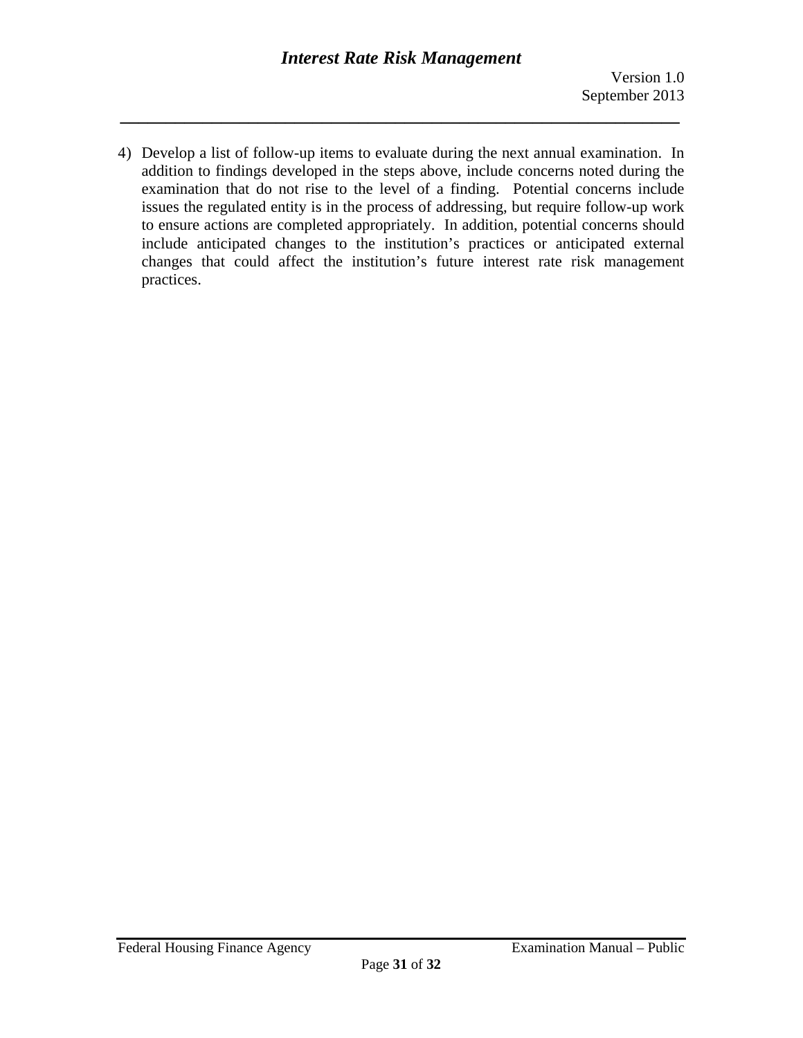4) Develop a list of follow-up items to evaluate during the next annual examination. In addition to findings developed in the steps above, include concerns noted during the examination that do not rise to the level of a finding. Potential concerns include issues the regulated entity is in the process of addressing, but require follow-up work to ensure actions are completed appropriately. In addition, potential concerns should include anticipated changes to the institution's practices or anticipated external changes that could affect the institution's future interest rate risk management practices.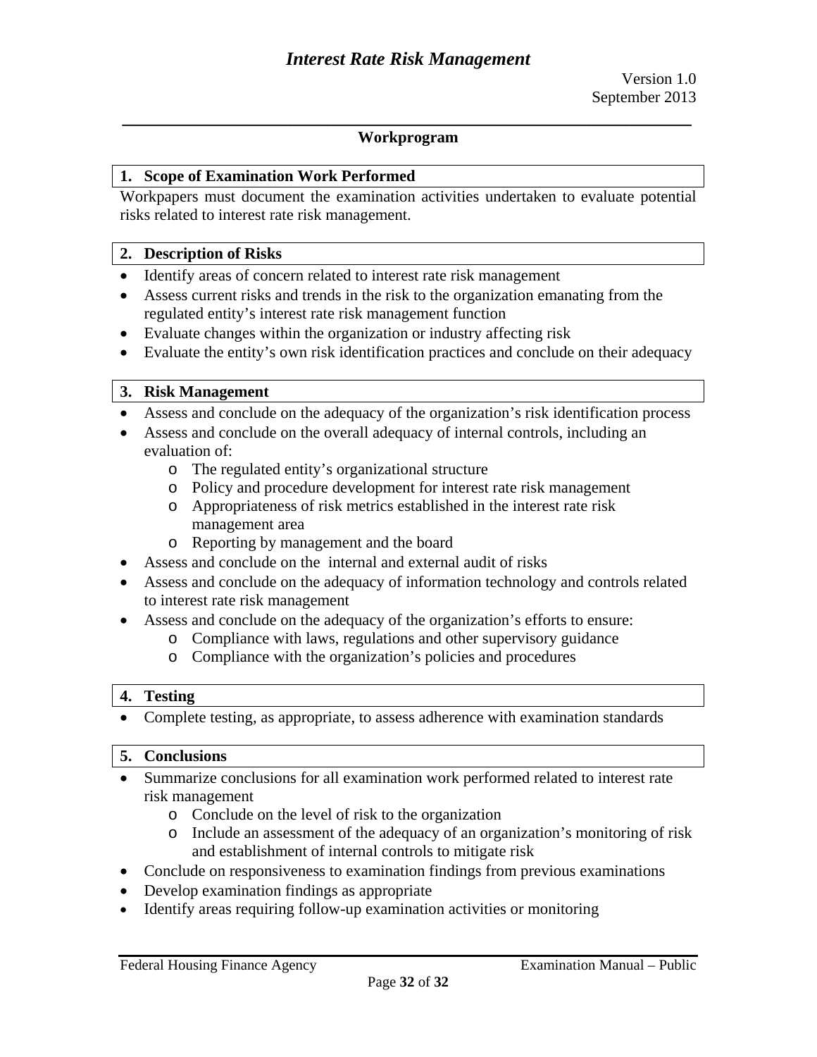## Workprogram

### 1. Scope of Examination Work Performed

Workpapers must document the examination activities undertaken to evaluate potential risks related to interest rate risk management.

### 2. Description of Risks

- Identify areas of concern related to interest rate risk management
- Assess current risks and trends in the risk to the organization emanating from the regulated entity's interest rate risk management function
- Evaluate changes within the organization or industry affecting risk
- Evaluate the entity's own risk identification practices and conclude on their adequacy

### 3. Risk Management

- Assess and conclude on the adequacy of the organization's risk identification process
- Assess and conclude on the overall adequacy of internal controls, including an evaluation of:
    - The regulated entity's organizational structure
    - Policy and procedure development for interest rate risk management
    - Appropriateness of risk metrics established in the interest rate risk management area
    - Reporting by management and the board
- Assess and conclude on the internal and external audit of risks
- Assess and conclude on the adequacy of information technology and controls related to interest rate risk management
- Assess and conclude on the adequacy of the organization's efforts to ensure:
    - Compliance with laws, regulations and other supervisory guidance
    - Compliance with the organization's policies and procedures

### 4. Testing

- Complete testing, as appropriate, to assess adherence with examination standards

### 5. Conclusions

- Summarize conclusions for all examination work performed related to interest rate risk management
    - Conclude on the level of risk to the organization
    - Include an assessment of the adequacy of an organization's monitoring of risk and establishment of internal controls to mitigate risk
- Conclude on responsiveness to examination findings from previous examinations
- Develop examination findings as appropriate
- Identify areas requiring follow-up examination activities or monitoring